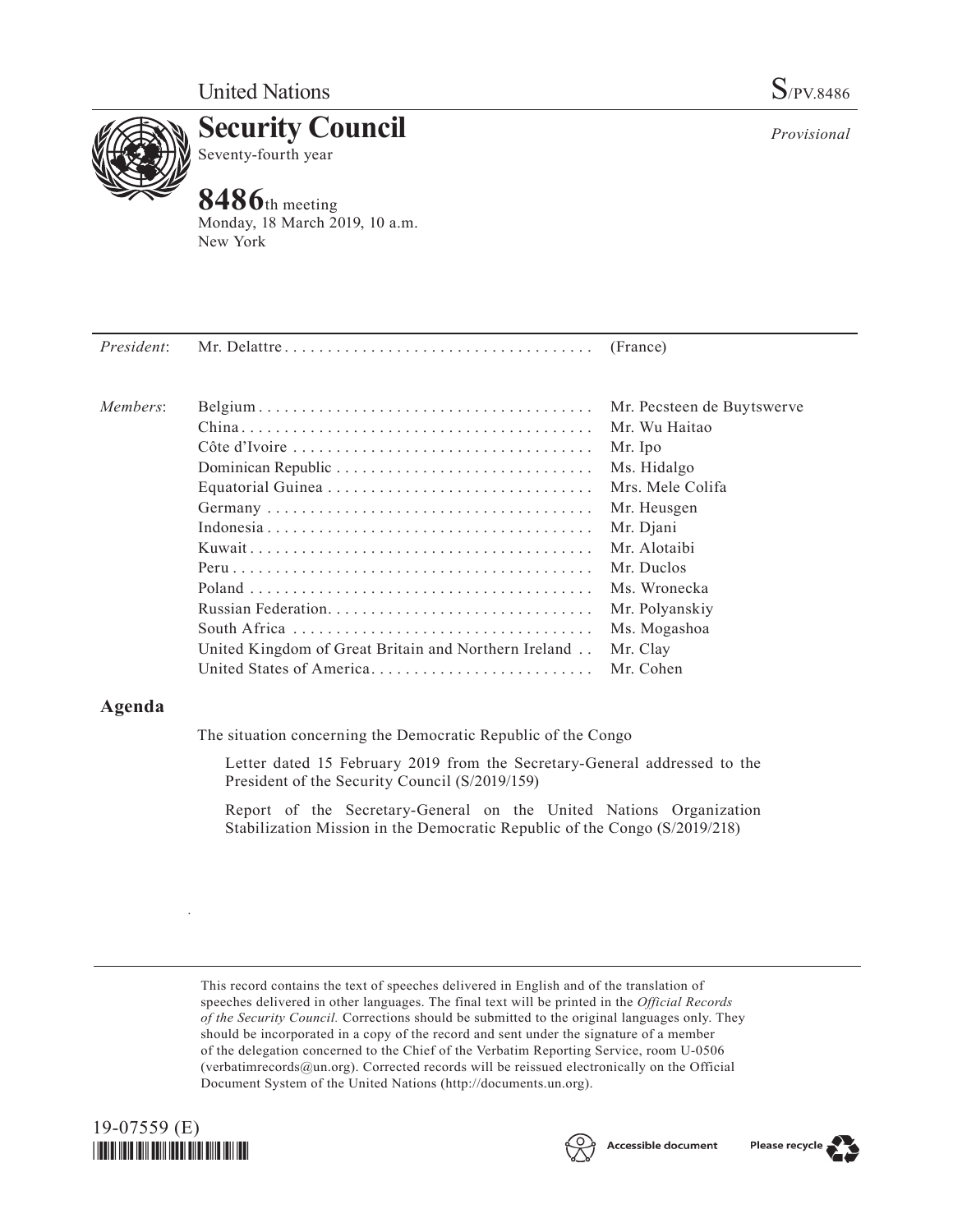United Nations

S/PV.8486

# Security Council

Seventy-fourth year

*Provisional*

## 8486th meeting

Monday, 18 March 2019, 10 a.m.
New York

| | | |
|---|---|---|
| *President*: | Mr. Delattre | (France) |
| *Members*: | Belgium | Mr. Pecsteen de Buytswerve |
| | China | Mr. Wu Haitao |
| | Côte d'Ivoire | Mr. Ipo |
| | Dominican Republic | Ms. Hidalgo |
| | Equatorial Guinea | Mrs. Mele Colifa |
| | Germany | Mr. Heusgen |
| | Indonesia | Mr. Djani |
| | Kuwait | Mr. Alotaibi |
| | Peru | Mr. Duclos |
| | Poland | Ms. Wronecka |
| | Russian Federation | Mr. Polyanskiy |
| | South Africa | Ms. Mogashoa |
| | United Kingdom of Great Britain and Northern Ireland | Mr. Clay |
| | United States of America | Mr. Cohen |

## Agenda

The situation concerning the Democratic Republic of the Congo

Letter dated 15 February 2019 from the Secretary-General addressed to the President of the Security Council (S/2019/159)

Report of the Secretary-General on the United Nations Organization Stabilization Mission in the Democratic Republic of the Congo (S/2019/218)

This record contains the text of speeches delivered in English and of the translation of speeches delivered in other languages. The final text will be printed in the *Official Records of the Security Council.* Corrections should be submitted to the original languages only. They should be incorporated in a copy of the record and sent under the signature of a member of the delegation concerned to the Chief of the Verbatim Reporting Service, room U-0506 (verbatimrecords@un.org). Corrected records will be reissued electronically on the Official Document System of the United Nations (http://documents.un.org).

19-07559 (E)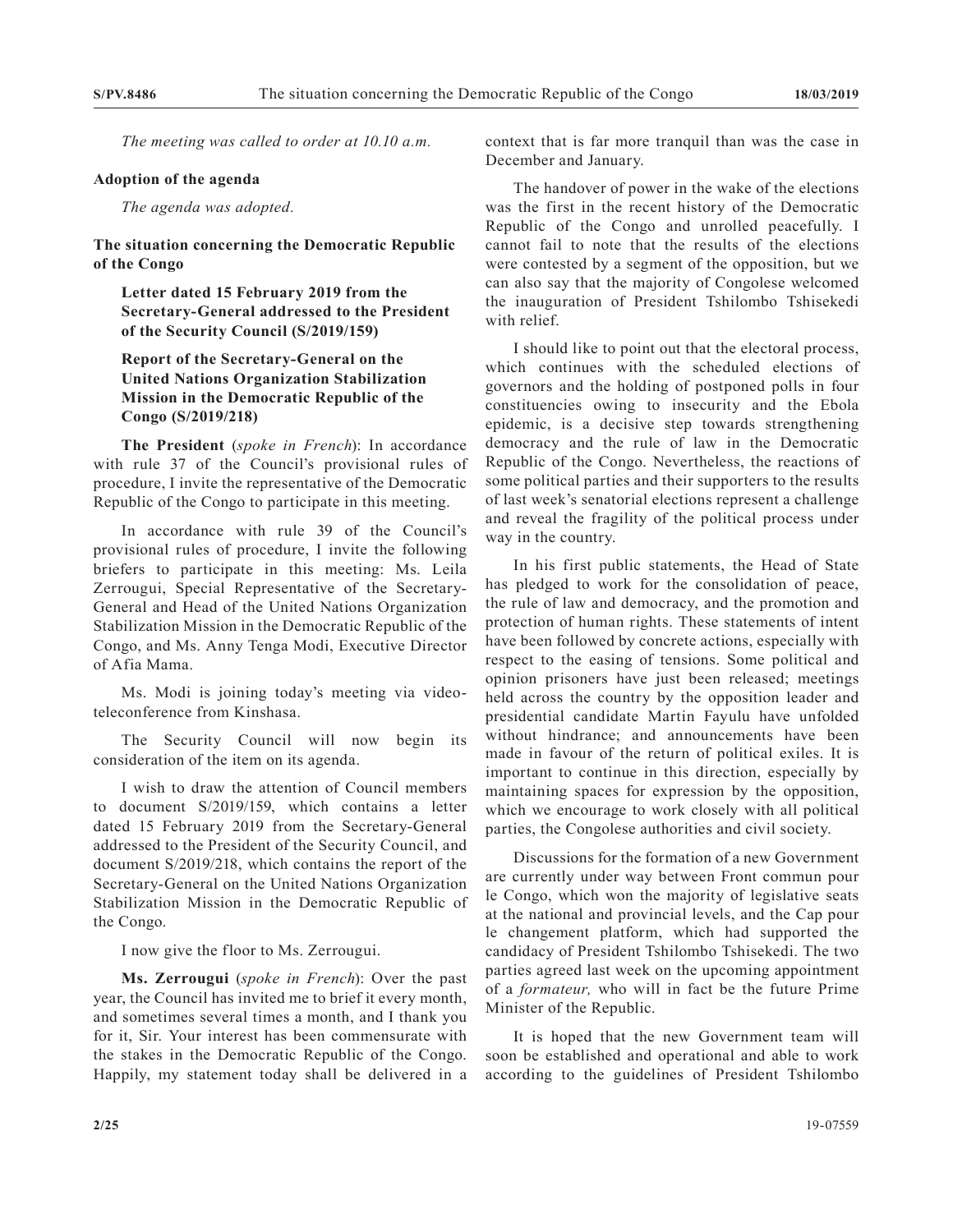*The meeting was called to order at 10.10 a.m.*

**Adoption of the agenda**

*The agenda was adopted.*

**The situation concerning the Democratic Republic of the Congo**

**Letter dated 15 February 2019 from the Secretary-General addressed to the President of the Security Council (S/2019/159)**

**Report of the Secretary-General on the United Nations Organization Stabilization Mission in the Democratic Republic of the Congo (S/2019/218)**

**The President** (*spoke in French*): In accordance with rule 37 of the Council's provisional rules of procedure, I invite the representative of the Democratic Republic of the Congo to participate in this meeting.

In accordance with rule 39 of the Council's provisional rules of procedure, I invite the following briefers to participate in this meeting: Ms. Leila Zerrougui, Special Representative of the Secretary-General and Head of the United Nations Organization Stabilization Mission in the Democratic Republic of the Congo, and Ms. Anny Tenga Modi, Executive Director of Afia Mama.

Ms. Modi is joining today's meeting via video-teleconference from Kinshasa.

The Security Council will now begin its consideration of the item on its agenda.

I wish to draw the attention of Council members to document S/2019/159, which contains a letter dated 15 February 2019 from the Secretary-General addressed to the President of the Security Council, and document S/2019/218, which contains the report of the Secretary-General on the United Nations Organization Stabilization Mission in the Democratic Republic of the Congo.

I now give the floor to Ms. Zerrougui.

**Ms. Zerrougui** (*spoke in French*): Over the past year, the Council has invited me to brief it every month, and sometimes several times a month, and I thank you for it, Sir. Your interest has been commensurate with the stakes in the Democratic Republic of the Congo. Happily, my statement today shall be delivered in a context that is far more tranquil than was the case in December and January.

The handover of power in the wake of the elections was the first in the recent history of the Democratic Republic of the Congo and unrolled peacefully. I cannot fail to note that the results of the elections were contested by a segment of the opposition, but we can also say that the majority of Congolese welcomed the inauguration of President Tshilombo Tshisekedi with relief.

I should like to point out that the electoral process, which continues with the scheduled elections of governors and the holding of postponed polls in four constituencies owing to insecurity and the Ebola epidemic, is a decisive step towards strengthening democracy and the rule of law in the Democratic Republic of the Congo. Nevertheless, the reactions of some political parties and their supporters to the results of last week's senatorial elections represent a challenge and reveal the fragility of the political process under way in the country.

In his first public statements, the Head of State has pledged to work for the consolidation of peace, the rule of law and democracy, and the promotion and protection of human rights. These statements of intent have been followed by concrete actions, especially with respect to the easing of tensions. Some political and opinion prisoners have just been released; meetings held across the country by the opposition leader and presidential candidate Martin Fayulu have unfolded without hindrance; and announcements have been made in favour of the return of political exiles. It is important to continue in this direction, especially by maintaining spaces for expression by the opposition, which we encourage to work closely with all political parties, the Congolese authorities and civil society.

Discussions for the formation of a new Government are currently under way between Front commun pour le Congo, which won the majority of legislative seats at the national and provincial levels, and the Cap pour le changement platform, which had supported the candidacy of President Tshilombo Tshisekedi. The two parties agreed last week on the upcoming appointment of a *formateur,* who will in fact be the future Prime Minister of the Republic.

It is hoped that the new Government team will soon be established and operational and able to work according to the guidelines of President Tshilombo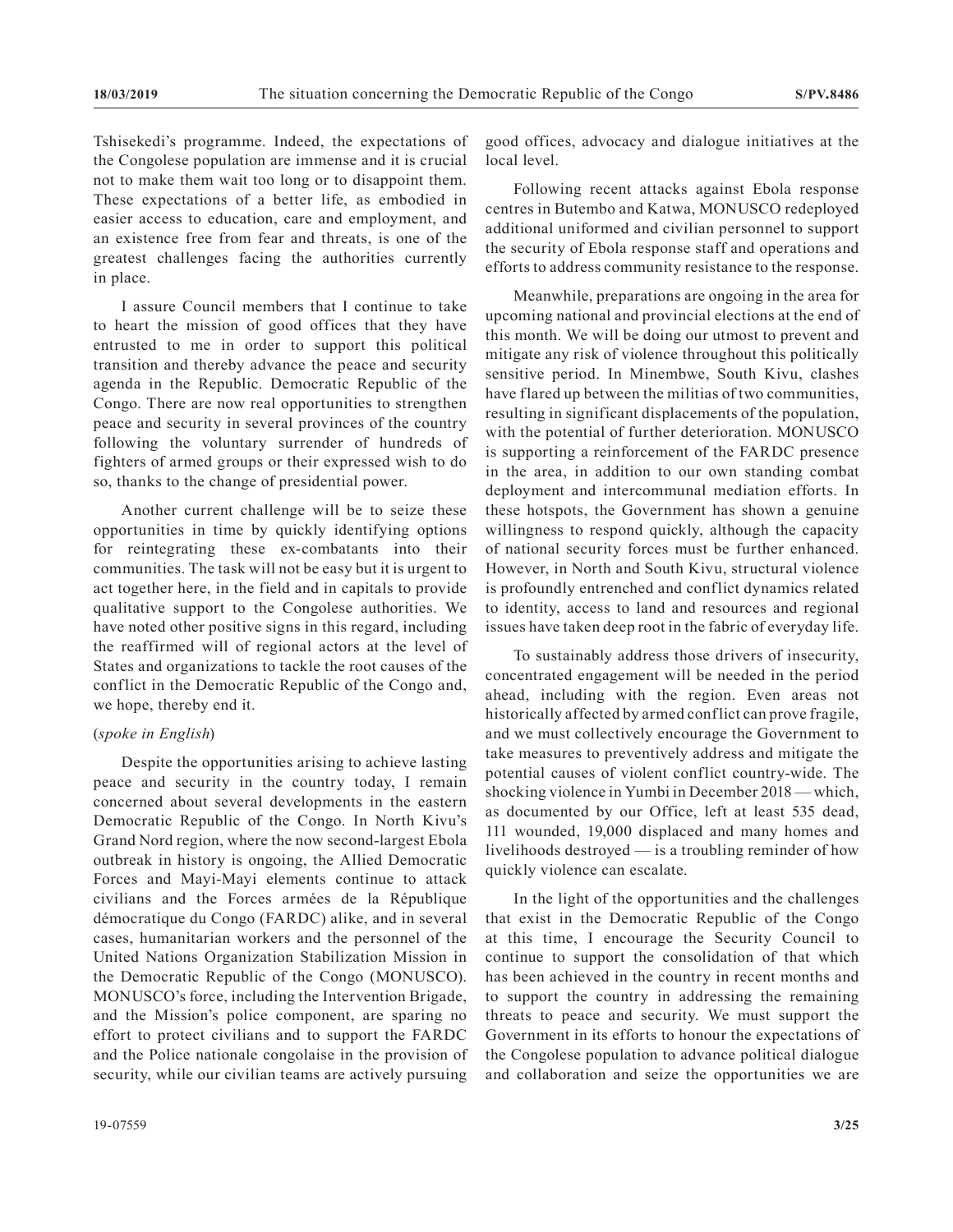Tshisekedi's programme. Indeed, the expectations of the Congolese population are immense and it is crucial not to make them wait too long or to disappoint them. These expectations of a better life, as embodied in easier access to education, care and employment, and an existence free from fear and threats, is one of the greatest challenges facing the authorities currently in place.

I assure Council members that I continue to take to heart the mission of good offices that they have entrusted to me in order to support this political transition and thereby advance the peace and security agenda in the Republic. Democratic Republic of the Congo. There are now real opportunities to strengthen peace and security in several provinces of the country following the voluntary surrender of hundreds of fighters of armed groups or their expressed wish to do so, thanks to the change of presidential power.

Another current challenge will be to seize these opportunities in time by quickly identifying options for reintegrating these ex-combatants into their communities. The task will not be easy but it is urgent to act together here, in the field and in capitals to provide qualitative support to the Congolese authorities. We have noted other positive signs in this regard, including the reaffirmed will of regional actors at the level of States and organizations to tackle the root causes of the conflict in the Democratic Republic of the Congo and, we hope, thereby end it.

(*spoke in English*)

Despite the opportunities arising to achieve lasting peace and security in the country today, I remain concerned about several developments in the eastern Democratic Republic of the Congo. In North Kivu's Grand Nord region, where the now second-largest Ebola outbreak in history is ongoing, the Allied Democratic Forces and Mayi-Mayi elements continue to attack civilians and the Forces armées de la République démocratique du Congo (FARDC) alike, and in several cases, humanitarian workers and the personnel of the United Nations Organization Stabilization Mission in the Democratic Republic of the Congo (MONUSCO). MONUSCO's force, including the Intervention Brigade, and the Mission's police component, are sparing no effort to protect civilians and to support the FARDC and the Police nationale congolaise in the provision of security, while our civilian teams are actively pursuing good offices, advocacy and dialogue initiatives at the local level.

Following recent attacks against Ebola response centres in Butembo and Katwa, MONUSCO redeployed additional uniformed and civilian personnel to support the security of Ebola response staff and operations and efforts to address community resistance to the response.

Meanwhile, preparations are ongoing in the area for upcoming national and provincial elections at the end of this month. We will be doing our utmost to prevent and mitigate any risk of violence throughout this politically sensitive period. In Minembwe, South Kivu, clashes have flared up between the militias of two communities, resulting in significant displacements of the population, with the potential of further deterioration. MONUSCO is supporting a reinforcement of the FARDC presence in the area, in addition to our own standing combat deployment and intercommunal mediation efforts. In these hotspots, the Government has shown a genuine willingness to respond quickly, although the capacity of national security forces must be further enhanced. However, in North and South Kivu, structural violence is profoundly entrenched and conflict dynamics related to identity, access to land and resources and regional issues have taken deep root in the fabric of everyday life.

To sustainably address those drivers of insecurity, concentrated engagement will be needed in the period ahead, including with the region. Even areas not historically affected by armed conflict can prove fragile, and we must collectively encourage the Government to take measures to preventively address and mitigate the potential causes of violent conflict country-wide. The shocking violence in Yumbi in December 2018 — which, as documented by our Office, left at least 535 dead, 111 wounded, 19,000 displaced and many homes and livelihoods destroyed — is a troubling reminder of how quickly violence can escalate.

In the light of the opportunities and the challenges that exist in the Democratic Republic of the Congo at this time, I encourage the Security Council to continue to support the consolidation of that which has been achieved in the country in recent months and to support the country in addressing the remaining threats to peace and security. We must support the Government in its efforts to honour the expectations of the Congolese population to advance political dialogue and collaboration and seize the opportunities we are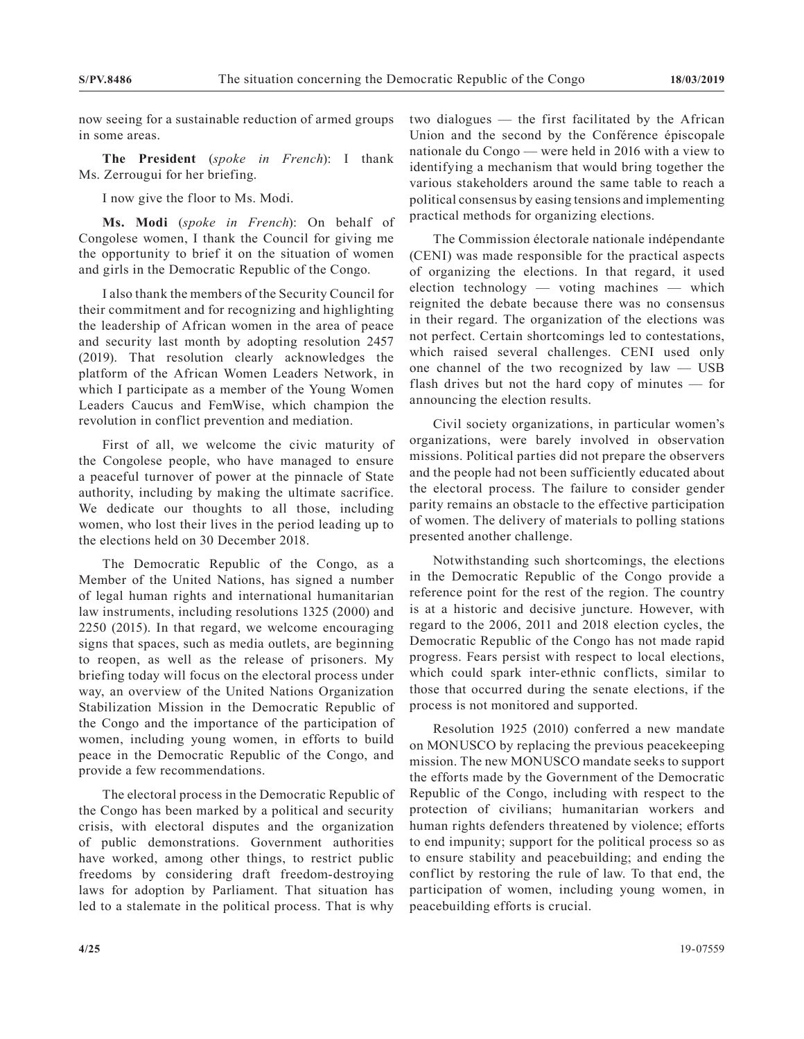now seeing for a sustainable reduction of armed groups in some areas.

**The President** (*spoke in French*): I thank Ms. Zerrougui for her briefing.

I now give the floor to Ms. Modi.

**Ms. Modi** (*spoke in French*): On behalf of Congolese women, I thank the Council for giving me the opportunity to brief it on the situation of women and girls in the Democratic Republic of the Congo.

I also thank the members of the Security Council for their commitment and for recognizing and highlighting the leadership of African women in the area of peace and security last month by adopting resolution 2457 (2019). That resolution clearly acknowledges the platform of the African Women Leaders Network, in which I participate as a member of the Young Women Leaders Caucus and FemWise, which champion the revolution in conflict prevention and mediation.

First of all, we welcome the civic maturity of the Congolese people, who have managed to ensure a peaceful turnover of power at the pinnacle of State authority, including by making the ultimate sacrifice. We dedicate our thoughts to all those, including women, who lost their lives in the period leading up to the elections held on 30 December 2018.

The Democratic Republic of the Congo, as a Member of the United Nations, has signed a number of legal human rights and international humanitarian law instruments, including resolutions 1325 (2000) and 2250 (2015). In that regard, we welcome encouraging signs that spaces, such as media outlets, are beginning to reopen, as well as the release of prisoners. My briefing today will focus on the electoral process under way, an overview of the United Nations Organization Stabilization Mission in the Democratic Republic of the Congo and the importance of the participation of women, including young women, in efforts to build peace in the Democratic Republic of the Congo, and provide a few recommendations.

The electoral process in the Democratic Republic of the Congo has been marked by a political and security crisis, with electoral disputes and the organization of public demonstrations. Government authorities have worked, among other things, to restrict public freedoms by considering draft freedom-destroying laws for adoption by Parliament. That situation has led to a stalemate in the political process. That is why two dialogues — the first facilitated by the African Union and the second by the Conférence épiscopale nationale du Congo — were held in 2016 with a view to identifying a mechanism that would bring together the various stakeholders around the same table to reach a political consensus by easing tensions and implementing practical methods for organizing elections.

The Commission électorale nationale indépendante (CENI) was made responsible for the practical aspects of organizing the elections. In that regard, it used election technology — voting machines — which reignited the debate because there was no consensus in their regard. The organization of the elections was not perfect. Certain shortcomings led to contestations, which raised several challenges. CENI used only one channel of the two recognized by law — USB flash drives but not the hard copy of minutes — for announcing the election results.

Civil society organizations, in particular women's organizations, were barely involved in observation missions. Political parties did not prepare the observers and the people had not been sufficiently educated about the electoral process. The failure to consider gender parity remains an obstacle to the effective participation of women. The delivery of materials to polling stations presented another challenge.

Notwithstanding such shortcomings, the elections in the Democratic Republic of the Congo provide a reference point for the rest of the region. The country is at a historic and decisive juncture. However, with regard to the 2006, 2011 and 2018 election cycles, the Democratic Republic of the Congo has not made rapid progress. Fears persist with respect to local elections, which could spark inter-ethnic conflicts, similar to those that occurred during the senate elections, if the process is not monitored and supported.

Resolution 1925 (2010) conferred a new mandate on MONUSCO by replacing the previous peacekeeping mission. The new MONUSCO mandate seeks to support the efforts made by the Government of the Democratic Republic of the Congo, including with respect to the protection of civilians; humanitarian workers and human rights defenders threatened by violence; efforts to end impunity; support for the political process so as to ensure stability and peacebuilding; and ending the conflict by restoring the rule of law. To that end, the participation of women, including young women, in peacebuilding efforts is crucial.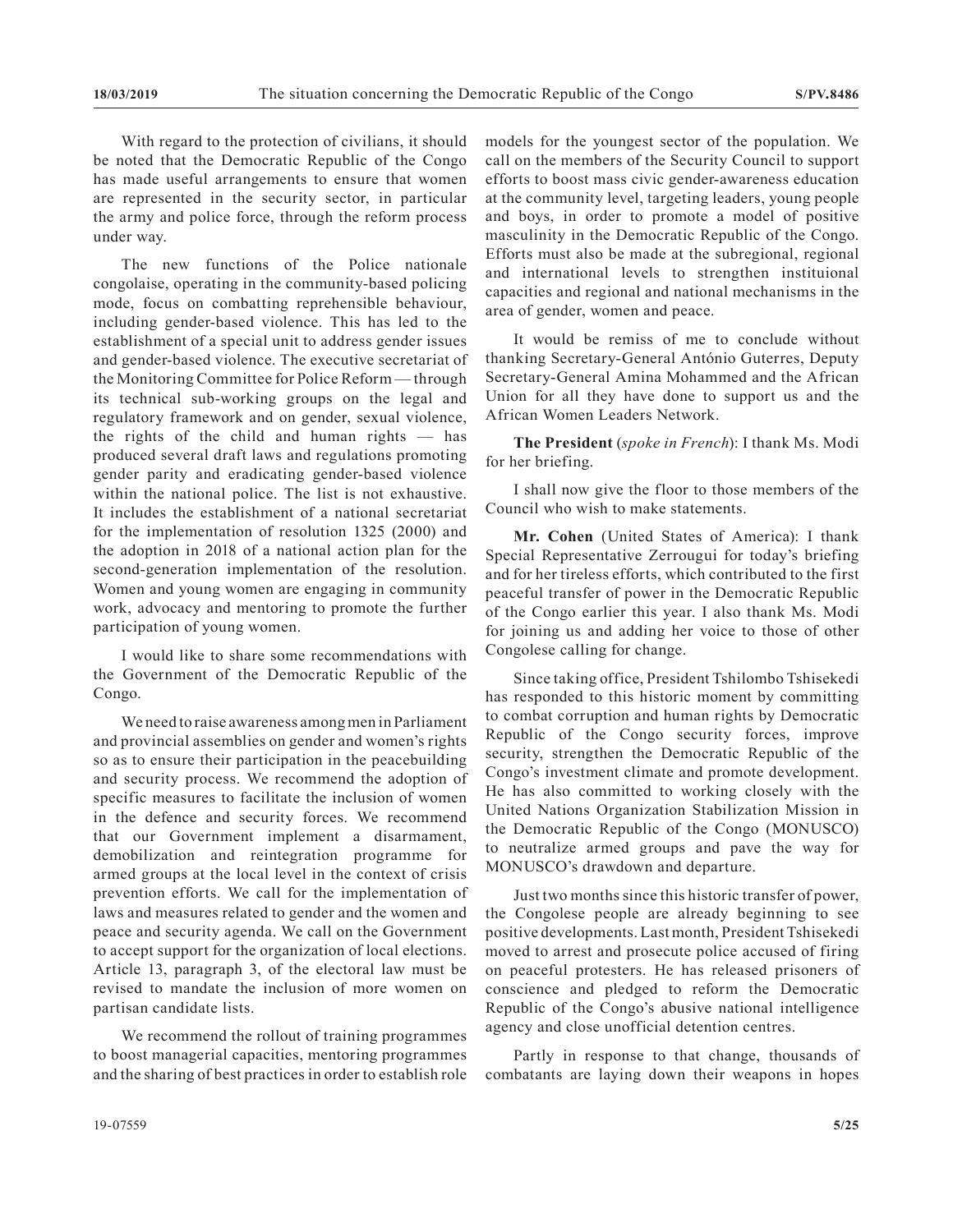With regard to the protection of civilians, it should be noted that the Democratic Republic of the Congo has made useful arrangements to ensure that women are represented in the security sector, in particular the army and police force, through the reform process under way.

The new functions of the Police nationale congolaise, operating in the community-based policing mode, focus on combatting reprehensible behaviour, including gender-based violence. This has led to the establishment of a special unit to address gender issues and gender-based violence. The executive secretariat of the Monitoring Committee for Police Reform — through its technical sub-working groups on the legal and regulatory framework and on gender, sexual violence, the rights of the child and human rights — has produced several draft laws and regulations promoting gender parity and eradicating gender-based violence within the national police. The list is not exhaustive. It includes the establishment of a national secretariat for the implementation of resolution 1325 (2000) and the adoption in 2018 of a national action plan for the second-generation implementation of the resolution. Women and young women are engaging in community work, advocacy and mentoring to promote the further participation of young women.

I would like to share some recommendations with the Government of the Democratic Republic of the Congo.

We need to raise awareness among men in Parliament and provincial assemblies on gender and women's rights so as to ensure their participation in the peacebuilding and security process. We recommend the adoption of specific measures to facilitate the inclusion of women in the defence and security forces. We recommend that our Government implement a disarmament, demobilization and reintegration programme for armed groups at the local level in the context of crisis prevention efforts. We call for the implementation of laws and measures related to gender and the women and peace and security agenda. We call on the Government to accept support for the organization of local elections. Article 13, paragraph 3, of the electoral law must be revised to mandate the inclusion of more women on partisan candidate lists.

We recommend the rollout of training programmes to boost managerial capacities, mentoring programmes and the sharing of best practices in order to establish role models for the youngest sector of the population. We call on the members of the Security Council to support efforts to boost mass civic gender-awareness education at the community level, targeting leaders, young people and boys, in order to promote a model of positive masculinity in the Democratic Republic of the Congo. Efforts must also be made at the subregional, regional and international levels to strengthen instituional capacities and regional and national mechanisms in the area of gender, women and peace.

It would be remiss of me to conclude without thanking Secretary-General António Guterres, Deputy Secretary-General Amina Mohammed and the African Union for all they have done to support us and the African Women Leaders Network.

**The President** (*spoke in French*): I thank Ms. Modi for her briefing.

I shall now give the floor to those members of the Council who wish to make statements.

**Mr. Cohen** (United States of America): I thank Special Representative Zerrougui for today's briefing and for her tireless efforts, which contributed to the first peaceful transfer of power in the Democratic Republic of the Congo earlier this year. I also thank Ms. Modi for joining us and adding her voice to those of other Congolese calling for change.

Since taking office, President Tshilombo Tshisekedi has responded to this historic moment by committing to combat corruption and human rights by Democratic Republic of the Congo security forces, improve security, strengthen the Democratic Republic of the Congo's investment climate and promote development. He has also committed to working closely with the United Nations Organization Stabilization Mission in the Democratic Republic of the Congo (MONUSCO) to neutralize armed groups and pave the way for MONUSCO's drawdown and departure.

Just two months since this historic transfer of power, the Congolese people are already beginning to see positive developments. Last month, President Tshisekedi moved to arrest and prosecute police accused of firing on peaceful protesters. He has released prisoners of conscience and pledged to reform the Democratic Republic of the Congo's abusive national intelligence agency and close unofficial detention centres.

Partly in response to that change, thousands of combatants are laying down their weapons in hopes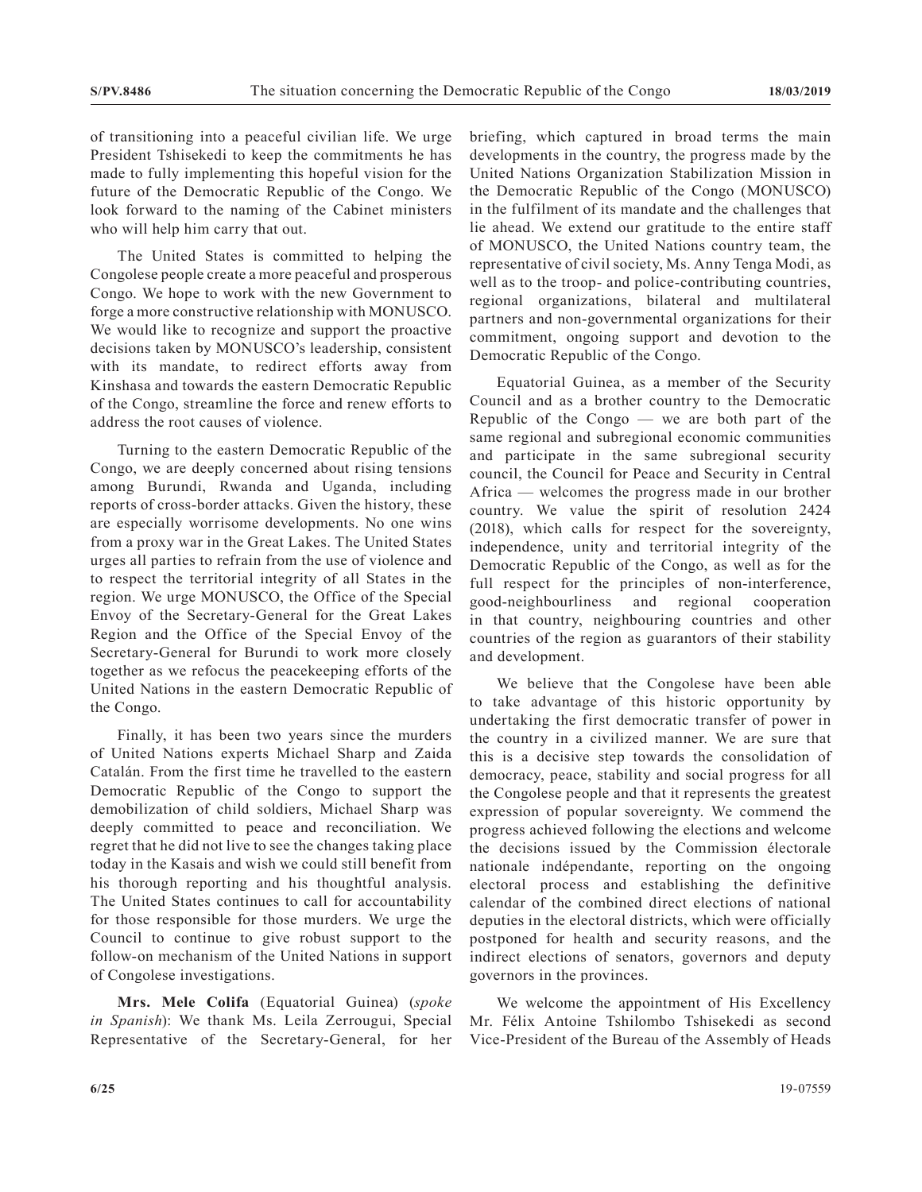of transitioning into a peaceful civilian life. We urge President Tshisekedi to keep the commitments he has made to fully implementing this hopeful vision for the future of the Democratic Republic of the Congo. We look forward to the naming of the Cabinet ministers who will help him carry that out.

The United States is committed to helping the Congolese people create a more peaceful and prosperous Congo. We hope to work with the new Government to forge a more constructive relationship with MONUSCO. We would like to recognize and support the proactive decisions taken by MONUSCO's leadership, consistent with its mandate, to redirect efforts away from Kinshasa and towards the eastern Democratic Republic of the Congo, streamline the force and renew efforts to address the root causes of violence.

Turning to the eastern Democratic Republic of the Congo, we are deeply concerned about rising tensions among Burundi, Rwanda and Uganda, including reports of cross-border attacks. Given the history, these are especially worrisome developments. No one wins from a proxy war in the Great Lakes. The United States urges all parties to refrain from the use of violence and to respect the territorial integrity of all States in the region. We urge MONUSCO, the Office of the Special Envoy of the Secretary-General for the Great Lakes Region and the Office of the Special Envoy of the Secretary-General for Burundi to work more closely together as we refocus the peacekeeping efforts of the United Nations in the eastern Democratic Republic of the Congo.

Finally, it has been two years since the murders of United Nations experts Michael Sharp and Zaida Catalán. From the first time he travelled to the eastern Democratic Republic of the Congo to support the demobilization of child soldiers, Michael Sharp was deeply committed to peace and reconciliation. We regret that he did not live to see the changes taking place today in the Kasais and wish we could still benefit from his thorough reporting and his thoughtful analysis. The United States continues to call for accountability for those responsible for those murders. We urge the Council to continue to give robust support to the follow-on mechanism of the United Nations in support of Congolese investigations.

**Mrs. Mele Colifa** (Equatorial Guinea) (*spoke in Spanish*): We thank Ms. Leila Zerrougui, Special Representative of the Secretary-General, for her briefing, which captured in broad terms the main developments in the country, the progress made by the United Nations Organization Stabilization Mission in the Democratic Republic of the Congo (MONUSCO) in the fulfilment of its mandate and the challenges that lie ahead. We extend our gratitude to the entire staff of MONUSCO, the United Nations country team, the representative of civil society, Ms. Anny Tenga Modi, as well as to the troop- and police-contributing countries, regional organizations, bilateral and multilateral partners and non-governmental organizations for their commitment, ongoing support and devotion to the Democratic Republic of the Congo.

Equatorial Guinea, as a member of the Security Council and as a brother country to the Democratic Republic of the Congo — we are both part of the same regional and subregional economic communities and participate in the same subregional security council, the Council for Peace and Security in Central Africa — welcomes the progress made in our brother country. We value the spirit of resolution 2424 (2018), which calls for respect for the sovereignty, independence, unity and territorial integrity of the Democratic Republic of the Congo, as well as for the full respect for the principles of non-interference, good-neighbourliness and regional cooperation in that country, neighbouring countries and other countries of the region as guarantors of their stability and development.

We believe that the Congolese have been able to take advantage of this historic opportunity by undertaking the first democratic transfer of power in the country in a civilized manner. We are sure that this is a decisive step towards the consolidation of democracy, peace, stability and social progress for all the Congolese people and that it represents the greatest expression of popular sovereignty. We commend the progress achieved following the elections and welcome the decisions issued by the Commission électorale nationale indépendante, reporting on the ongoing electoral process and establishing the definitive calendar of the combined direct elections of national deputies in the electoral districts, which were officially postponed for health and security reasons, and the indirect elections of senators, governors and deputy governors in the provinces.

We welcome the appointment of His Excellency Mr. Félix Antoine Tshilombo Tshisekedi as second Vice-President of the Bureau of the Assembly of Heads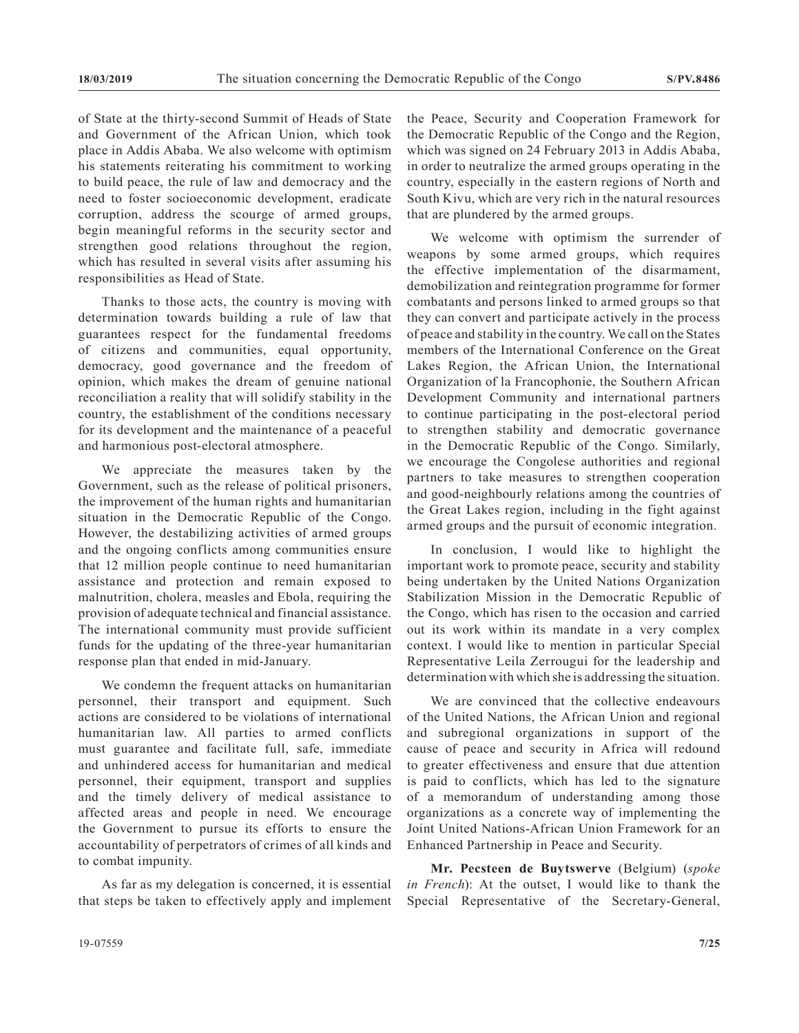of State at the thirty-second Summit of Heads of State and Government of the African Union, which took place in Addis Ababa. We also welcome with optimism his statements reiterating his commitment to working to build peace, the rule of law and democracy and the need to foster socioeconomic development, eradicate corruption, address the scourge of armed groups, begin meaningful reforms in the security sector and strengthen good relations throughout the region, which has resulted in several visits after assuming his responsibilities as Head of State.

Thanks to those acts, the country is moving with determination towards building a rule of law that guarantees respect for the fundamental freedoms of citizens and communities, equal opportunity, democracy, good governance and the freedom of opinion, which makes the dream of genuine national reconciliation a reality that will solidify stability in the country, the establishment of the conditions necessary for its development and the maintenance of a peaceful and harmonious post-electoral atmosphere.

We appreciate the measures taken by the Government, such as the release of political prisoners, the improvement of the human rights and humanitarian situation in the Democratic Republic of the Congo. However, the destabilizing activities of armed groups and the ongoing conflicts among communities ensure that 12 million people continue to need humanitarian assistance and protection and remain exposed to malnutrition, cholera, measles and Ebola, requiring the provision of adequate technical and financial assistance. The international community must provide sufficient funds for the updating of the three-year humanitarian response plan that ended in mid-January.

We condemn the frequent attacks on humanitarian personnel, their transport and equipment. Such actions are considered to be violations of international humanitarian law. All parties to armed conflicts must guarantee and facilitate full, safe, immediate and unhindered access for humanitarian and medical personnel, their equipment, transport and supplies and the timely delivery of medical assistance to affected areas and people in need. We encourage the Government to pursue its efforts to ensure the accountability of perpetrators of crimes of all kinds and to combat impunity.

As far as my delegation is concerned, it is essential that steps be taken to effectively apply and implement the Peace, Security and Cooperation Framework for the Democratic Republic of the Congo and the Region, which was signed on 24 February 2013 in Addis Ababa, in order to neutralize the armed groups operating in the country, especially in the eastern regions of North and South Kivu, which are very rich in the natural resources that are plundered by the armed groups.

We welcome with optimism the surrender of weapons by some armed groups, which requires the effective implementation of the disarmament, demobilization and reintegration programme for former combatants and persons linked to armed groups so that they can convert and participate actively in the process of peace and stability in the country. We call on the States members of the International Conference on the Great Lakes Region, the African Union, the International Organization of la Francophonie, the Southern African Development Community and international partners to continue participating in the post-electoral period to strengthen stability and democratic governance in the Democratic Republic of the Congo. Similarly, we encourage the Congolese authorities and regional partners to take measures to strengthen cooperation and good-neighbourly relations among the countries of the Great Lakes region, including in the fight against armed groups and the pursuit of economic integration.

In conclusion, I would like to highlight the important work to promote peace, security and stability being undertaken by the United Nations Organization Stabilization Mission in the Democratic Republic of the Congo, which has risen to the occasion and carried out its work within its mandate in a very complex context. I would like to mention in particular Special Representative Leila Zerrougui for the leadership and determination with which she is addressing the situation.

We are convinced that the collective endeavours of the United Nations, the African Union and regional and subregional organizations in support of the cause of peace and security in Africa will redound to greater effectiveness and ensure that due attention is paid to conflicts, which has led to the signature of a memorandum of understanding among those organizations as a concrete way of implementing the Joint United Nations-African Union Framework for an Enhanced Partnership in Peace and Security.

**Mr. Pecsteen de Buytswerve** (Belgium) (*spoke in French*): At the outset, I would like to thank the Special Representative of the Secretary-General,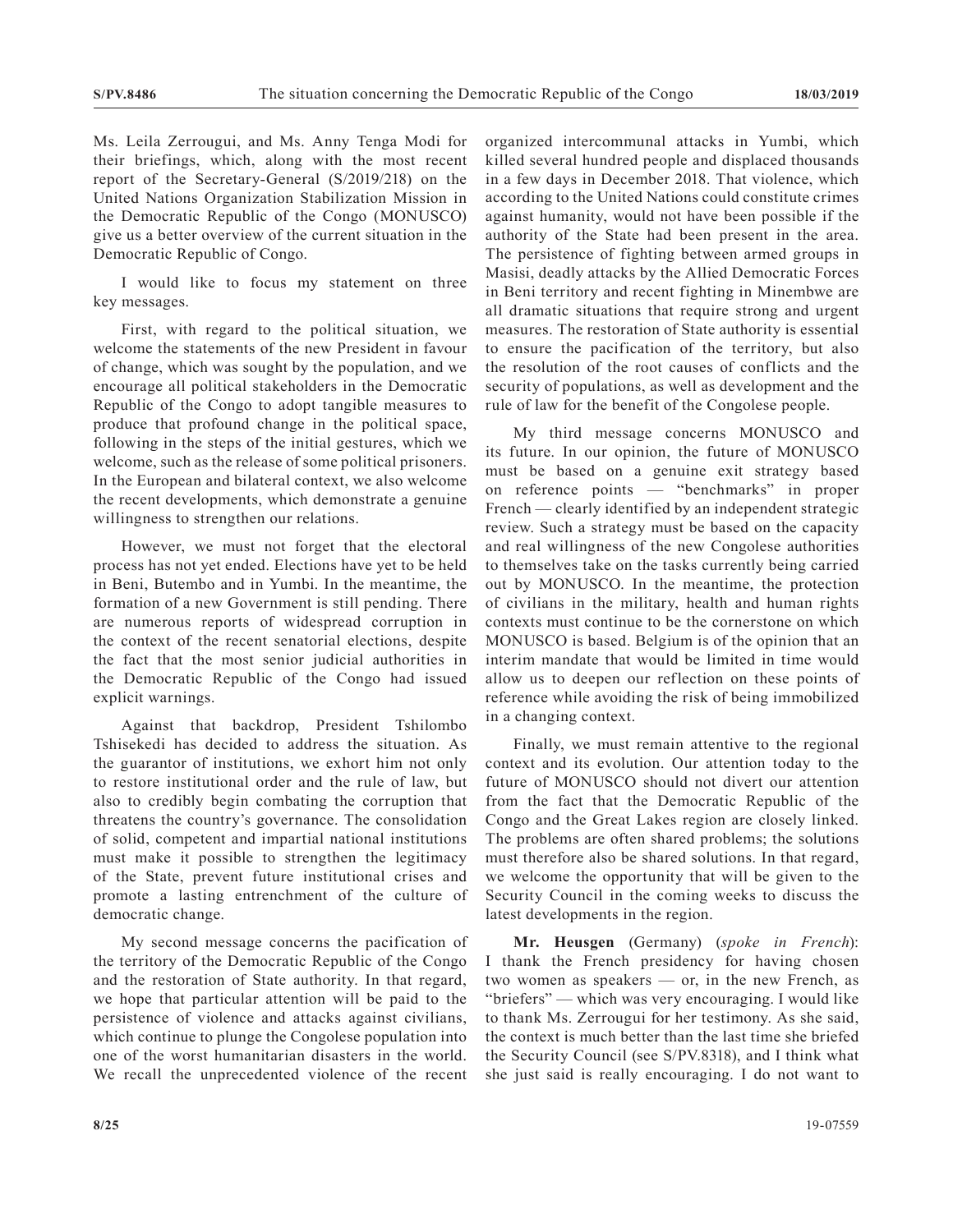Ms. Leila Zerrougui, and Ms. Anny Tenga Modi for their briefings, which, along with the most recent report of the Secretary-General (S/2019/218) on the United Nations Organization Stabilization Mission in the Democratic Republic of the Congo (MONUSCO) give us a better overview of the current situation in the Democratic Republic of Congo.

I would like to focus my statement on three key messages.

First, with regard to the political situation, we welcome the statements of the new President in favour of change, which was sought by the population, and we encourage all political stakeholders in the Democratic Republic of the Congo to adopt tangible measures to produce that profound change in the political space, following in the steps of the initial gestures, which we welcome, such as the release of some political prisoners. In the European and bilateral context, we also welcome the recent developments, which demonstrate a genuine willingness to strengthen our relations.

However, we must not forget that the electoral process has not yet ended. Elections have yet to be held in Beni, Butembo and in Yumbi. In the meantime, the formation of a new Government is still pending. There are numerous reports of widespread corruption in the context of the recent senatorial elections, despite the fact that the most senior judicial authorities in the Democratic Republic of the Congo had issued explicit warnings.

Against that backdrop, President Tshilombo Tshisekedi has decided to address the situation. As the guarantor of institutions, we exhort him not only to restore institutional order and the rule of law, but also to credibly begin combating the corruption that threatens the country's governance. The consolidation of solid, competent and impartial national institutions must make it possible to strengthen the legitimacy of the State, prevent future institutional crises and promote a lasting entrenchment of the culture of democratic change.

My second message concerns the pacification of the territory of the Democratic Republic of the Congo and the restoration of State authority. In that regard, we hope that particular attention will be paid to the persistence of violence and attacks against civilians, which continue to plunge the Congolese population into one of the worst humanitarian disasters in the world. We recall the unprecedented violence of the recent organized intercommunal attacks in Yumbi, which killed several hundred people and displaced thousands in a few days in December 2018. That violence, which according to the United Nations could constitute crimes against humanity, would not have been possible if the authority of the State had been present in the area. The persistence of fighting between armed groups in Masisi, deadly attacks by the Allied Democratic Forces in Beni territory and recent fighting in Minembwe are all dramatic situations that require strong and urgent measures. The restoration of State authority is essential to ensure the pacification of the territory, but also the resolution of the root causes of conflicts and the security of populations, as well as development and the rule of law for the benefit of the Congolese people.

My third message concerns MONUSCO and its future. In our opinion, the future of MONUSCO must be based on a genuine exit strategy based on reference points — "benchmarks" in proper French — clearly identified by an independent strategic review. Such a strategy must be based on the capacity and real willingness of the new Congolese authorities to themselves take on the tasks currently being carried out by MONUSCO. In the meantime, the protection of civilians in the military, health and human rights contexts must continue to be the cornerstone on which MONUSCO is based. Belgium is of the opinion that an interim mandate that would be limited in time would allow us to deepen our reflection on these points of reference while avoiding the risk of being immobilized in a changing context.

Finally, we must remain attentive to the regional context and its evolution. Our attention today to the future of MONUSCO should not divert our attention from the fact that the Democratic Republic of the Congo and the Great Lakes region are closely linked. The problems are often shared problems; the solutions must therefore also be shared solutions. In that regard, we welcome the opportunity that will be given to the Security Council in the coming weeks to discuss the latest developments in the region.

**Mr. Heusgen** (Germany) (*spoke in French*): I thank the French presidency for having chosen two women as speakers — or, in the new French, as "briefers" — which was very encouraging. I would like to thank Ms. Zerrougui for her testimony. As she said, the context is much better than the last time she briefed the Security Council (see S/PV.8318), and I think what she just said is really encouraging. I do not want to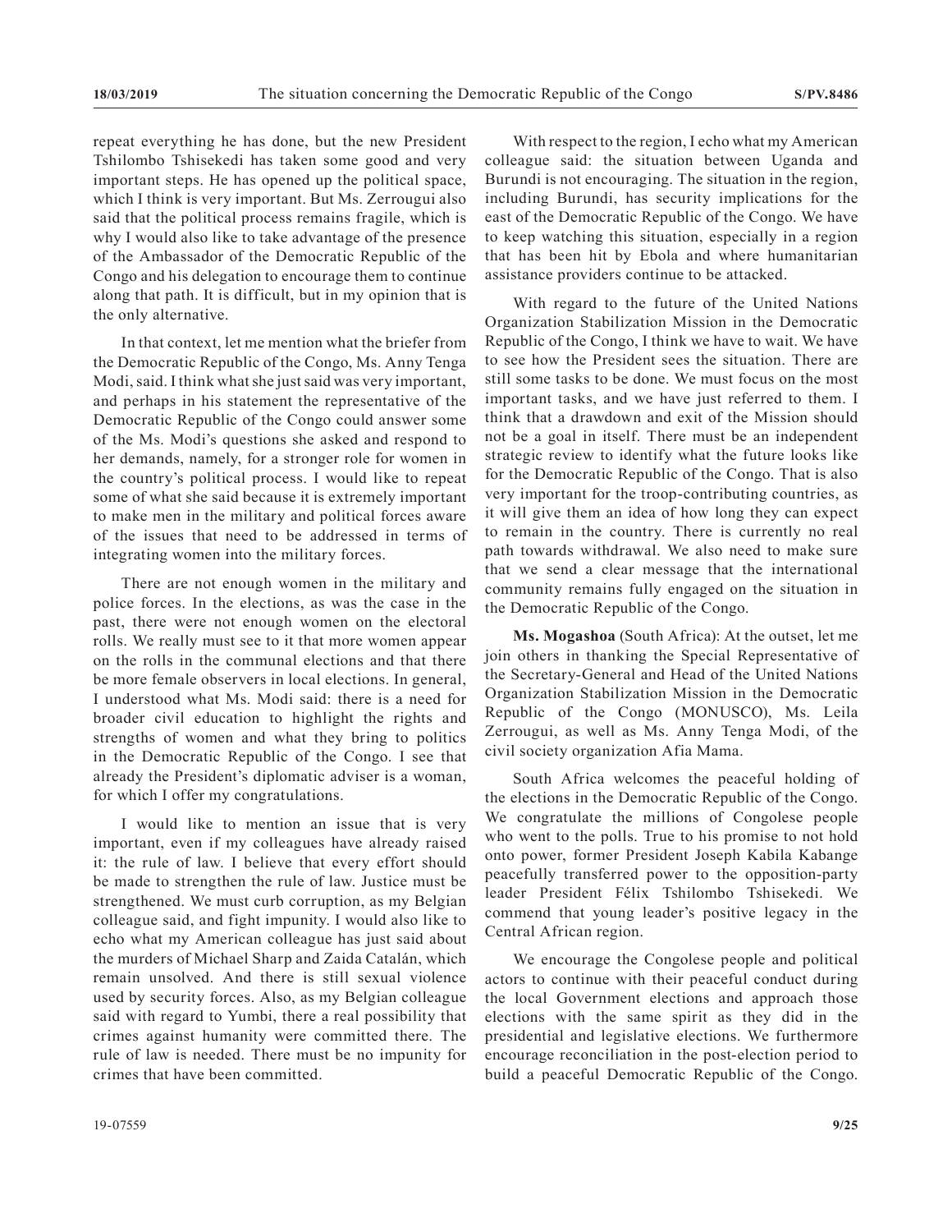repeat everything he has done, but the new President Tshilombo Tshisekedi has taken some good and very important steps. He has opened up the political space, which I think is very important. But Ms. Zerrougui also said that the political process remains fragile, which is why I would also like to take advantage of the presence of the Ambassador of the Democratic Republic of the Congo and his delegation to encourage them to continue along that path. It is difficult, but in my opinion that is the only alternative.

In that context, let me mention what the briefer from the Democratic Republic of the Congo, Ms. Anny Tenga Modi, said. I think what she just said was very important, and perhaps in his statement the representative of the Democratic Republic of the Congo could answer some of the Ms. Modi's questions she asked and respond to her demands, namely, for a stronger role for women in the country's political process. I would like to repeat some of what she said because it is extremely important to make men in the military and political forces aware of the issues that need to be addressed in terms of integrating women into the military forces.

There are not enough women in the military and police forces. In the elections, as was the case in the past, there were not enough women on the electoral rolls. We really must see to it that more women appear on the rolls in the communal elections and that there be more female observers in local elections. In general, I understood what Ms. Modi said: there is a need for broader civil education to highlight the rights and strengths of women and what they bring to politics in the Democratic Republic of the Congo. I see that already the President's diplomatic adviser is a woman, for which I offer my congratulations.

I would like to mention an issue that is very important, even if my colleagues have already raised it: the rule of law. I believe that every effort should be made to strengthen the rule of law. Justice must be strengthened. We must curb corruption, as my Belgian colleague said, and fight impunity. I would also like to echo what my American colleague has just said about the murders of Michael Sharp and Zaida Catalán, which remain unsolved. And there is still sexual violence used by security forces. Also, as my Belgian colleague said with regard to Yumbi, there a real possibility that crimes against humanity were committed there. The rule of law is needed. There must be no impunity for crimes that have been committed.

With respect to the region, I echo what my American colleague said: the situation between Uganda and Burundi is not encouraging. The situation in the region, including Burundi, has security implications for the east of the Democratic Republic of the Congo. We have to keep watching this situation, especially in a region that has been hit by Ebola and where humanitarian assistance providers continue to be attacked.

With regard to the future of the United Nations Organization Stabilization Mission in the Democratic Republic of the Congo, I think we have to wait. We have to see how the President sees the situation. There are still some tasks to be done. We must focus on the most important tasks, and we have just referred to them. I think that a drawdown and exit of the Mission should not be a goal in itself. There must be an independent strategic review to identify what the future looks like for the Democratic Republic of the Congo. That is also very important for the troop-contributing countries, as it will give them an idea of how long they can expect to remain in the country. There is currently no real path towards withdrawal. We also need to make sure that we send a clear message that the international community remains fully engaged on the situation in the Democratic Republic of the Congo.

**Ms. Mogashoa** (South Africa): At the outset, let me join others in thanking the Special Representative of the Secretary-General and Head of the United Nations Organization Stabilization Mission in the Democratic Republic of the Congo (MONUSCO), Ms. Leila Zerrougui, as well as Ms. Anny Tenga Modi, of the civil society organization Afia Mama.

South Africa welcomes the peaceful holding of the elections in the Democratic Republic of the Congo. We congratulate the millions of Congolese people who went to the polls. True to his promise to not hold onto power, former President Joseph Kabila Kabange peacefully transferred power to the opposition-party leader President Félix Tshilombo Tshisekedi. We commend that young leader's positive legacy in the Central African region.

We encourage the Congolese people and political actors to continue with their peaceful conduct during the local Government elections and approach those elections with the same spirit as they did in the presidential and legislative elections. We furthermore encourage reconciliation in the post-election period to build a peaceful Democratic Republic of the Congo.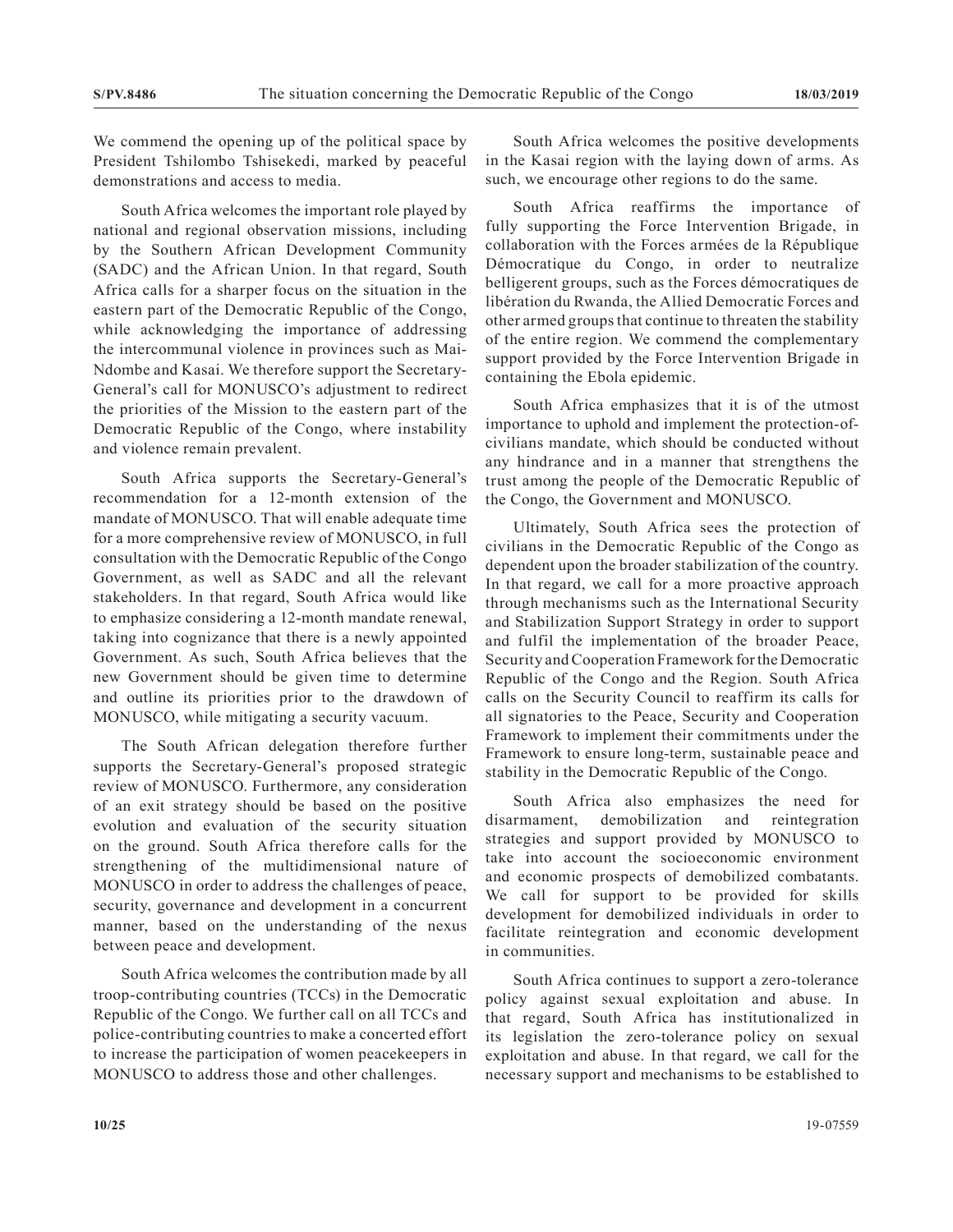We commend the opening up of the political space by President Tshilombo Tshisekedi, marked by peaceful demonstrations and access to media.

South Africa welcomes the important role played by national and regional observation missions, including by the Southern African Development Community (SADC) and the African Union. In that regard, South Africa calls for a sharper focus on the situation in the eastern part of the Democratic Republic of the Congo, while acknowledging the importance of addressing the intercommunal violence in provinces such as Mai-Ndombe and Kasai. We therefore support the Secretary-General's call for MONUSCO's adjustment to redirect the priorities of the Mission to the eastern part of the Democratic Republic of the Congo, where instability and violence remain prevalent.

South Africa supports the Secretary-General's recommendation for a 12-month extension of the mandate of MONUSCO. That will enable adequate time for a more comprehensive review of MONUSCO, in full consultation with the Democratic Republic of the Congo Government, as well as SADC and all the relevant stakeholders. In that regard, South Africa would like to emphasize considering a 12-month mandate renewal, taking into cognizance that there is a newly appointed Government. As such, South Africa believes that the new Government should be given time to determine and outline its priorities prior to the drawdown of MONUSCO, while mitigating a security vacuum.

The South African delegation therefore further supports the Secretary-General's proposed strategic review of MONUSCO. Furthermore, any consideration of an exit strategy should be based on the positive evolution and evaluation of the security situation on the ground. South Africa therefore calls for the strengthening of the multidimensional nature of MONUSCO in order to address the challenges of peace, security, governance and development in a concurrent manner, based on the understanding of the nexus between peace and development.

South Africa welcomes the contribution made by all troop-contributing countries (TCCs) in the Democratic Republic of the Congo. We further call on all TCCs and police-contributing countries to make a concerted effort to increase the participation of women peacekeepers in MONUSCO to address those and other challenges.

South Africa welcomes the positive developments in the Kasai region with the laying down of arms. As such, we encourage other regions to do the same.

South Africa reaffirms the importance of fully supporting the Force Intervention Brigade, in collaboration with the Forces armées de la République Démocratique du Congo, in order to neutralize belligerent groups, such as the Forces démocratiques de libération du Rwanda, the Allied Democratic Forces and other armed groups that continue to threaten the stability of the entire region. We commend the complementary support provided by the Force Intervention Brigade in containing the Ebola epidemic.

South Africa emphasizes that it is of the utmost importance to uphold and implement the protection-of-civilians mandate, which should be conducted without any hindrance and in a manner that strengthens the trust among the people of the Democratic Republic of the Congo, the Government and MONUSCO.

Ultimately, South Africa sees the protection of civilians in the Democratic Republic of the Congo as dependent upon the broader stabilization of the country. In that regard, we call for a more proactive approach through mechanisms such as the International Security and Stabilization Support Strategy in order to support and fulfil the implementation of the broader Peace, Security and Cooperation Framework for the Democratic Republic of the Congo and the Region. South Africa calls on the Security Council to reaffirm its calls for all signatories to the Peace, Security and Cooperation Framework to implement their commitments under the Framework to ensure long-term, sustainable peace and stability in the Democratic Republic of the Congo.

South Africa also emphasizes the need for disarmament, demobilization and reintegration strategies and support provided by MONUSCO to take into account the socioeconomic environment and economic prospects of demobilized combatants. We call for support to be provided for skills development for demobilized individuals in order to facilitate reintegration and economic development in communities.

South Africa continues to support a zero-tolerance policy against sexual exploitation and abuse. In that regard, South Africa has institutionalized in its legislation the zero-tolerance policy on sexual exploitation and abuse. In that regard, we call for the necessary support and mechanisms to be established to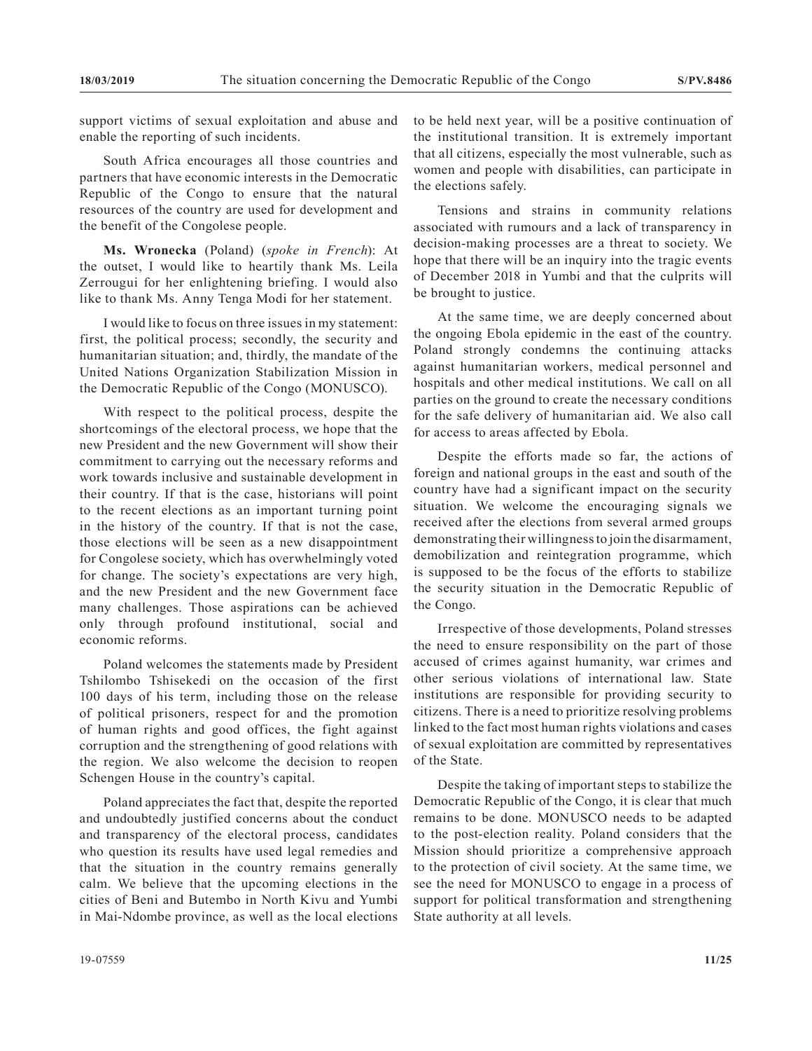support victims of sexual exploitation and abuse and enable the reporting of such incidents.

South Africa encourages all those countries and partners that have economic interests in the Democratic Republic of the Congo to ensure that the natural resources of the country are used for development and the benefit of the Congolese people.

**Ms. Wronecka** (Poland) (*spoke in French*): At the outset, I would like to heartily thank Ms. Leila Zerrougui for her enlightening briefing. I would also like to thank Ms. Anny Tenga Modi for her statement.

I would like to focus on three issues in my statement: first, the political process; secondly, the security and humanitarian situation; and, thirdly, the mandate of the United Nations Organization Stabilization Mission in the Democratic Republic of the Congo (MONUSCO).

With respect to the political process, despite the shortcomings of the electoral process, we hope that the new President and the new Government will show their commitment to carrying out the necessary reforms and work towards inclusive and sustainable development in their country. If that is the case, historians will point to the recent elections as an important turning point in the history of the country. If that is not the case, those elections will be seen as a new disappointment for Congolese society, which has overwhelmingly voted for change. The society's expectations are very high, and the new President and the new Government face many challenges. Those aspirations can be achieved only through profound institutional, social and economic reforms.

Poland welcomes the statements made by President Tshilombo Tshisekedi on the occasion of the first 100 days of his term, including those on the release of political prisoners, respect for and the promotion of human rights and good offices, the fight against corruption and the strengthening of good relations with the region. We also welcome the decision to reopen Schengen House in the country's capital.

Poland appreciates the fact that, despite the reported and undoubtedly justified concerns about the conduct and transparency of the electoral process, candidates who question its results have used legal remedies and that the situation in the country remains generally calm. We believe that the upcoming elections in the cities of Beni and Butembo in North Kivu and Yumbi in Mai-Ndombe province, as well as the local elections to be held next year, will be a positive continuation of the institutional transition. It is extremely important that all citizens, especially the most vulnerable, such as women and people with disabilities, can participate in the elections safely.

Tensions and strains in community relations associated with rumours and a lack of transparency in decision-making processes are a threat to society. We hope that there will be an inquiry into the tragic events of December 2018 in Yumbi and that the culprits will be brought to justice.

At the same time, we are deeply concerned about the ongoing Ebola epidemic in the east of the country. Poland strongly condemns the continuing attacks against humanitarian workers, medical personnel and hospitals and other medical institutions. We call on all parties on the ground to create the necessary conditions for the safe delivery of humanitarian aid. We also call for access to areas affected by Ebola.

Despite the efforts made so far, the actions of foreign and national groups in the east and south of the country have had a significant impact on the security situation. We welcome the encouraging signals we received after the elections from several armed groups demonstrating their willingness to join the disarmament, demobilization and reintegration programme, which is supposed to be the focus of the efforts to stabilize the security situation in the Democratic Republic of the Congo.

Irrespective of those developments, Poland stresses the need to ensure responsibility on the part of those accused of crimes against humanity, war crimes and other serious violations of international law. State institutions are responsible for providing security to citizens. There is a need to prioritize resolving problems linked to the fact most human rights violations and cases of sexual exploitation are committed by representatives of the State.

Despite the taking of important steps to stabilize the Democratic Republic of the Congo, it is clear that much remains to be done. MONUSCO needs to be adapted to the post-election reality. Poland considers that the Mission should prioritize a comprehensive approach to the protection of civil society. At the same time, we see the need for MONUSCO to engage in a process of support for political transformation and strengthening State authority at all levels.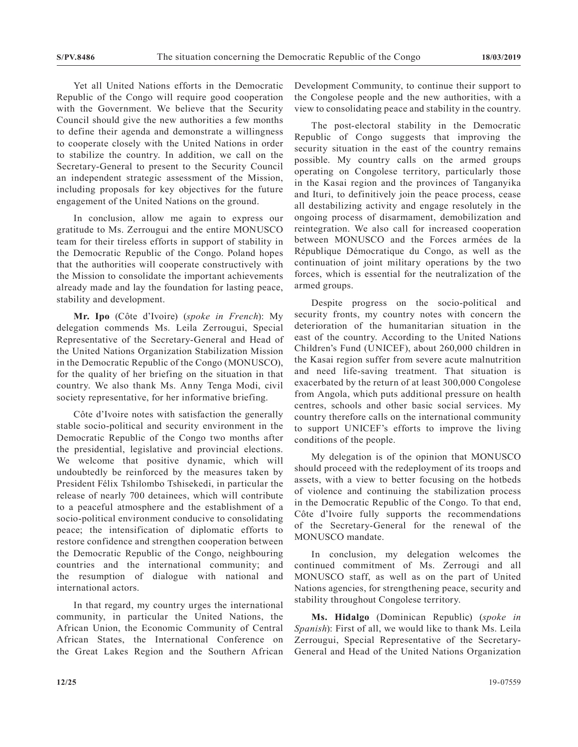Yet all United Nations efforts in the Democratic Republic of the Congo will require good cooperation with the Government. We believe that the Security Council should give the new authorities a few months to define their agenda and demonstrate a willingness to cooperate closely with the United Nations in order to stabilize the country. In addition, we call on the Secretary-General to present to the Security Council an independent strategic assessment of the Mission, including proposals for key objectives for the future engagement of the United Nations on the ground.

In conclusion, allow me again to express our gratitude to Ms. Zerrougui and the entire MONUSCO team for their tireless efforts in support of stability in the Democratic Republic of the Congo. Poland hopes that the authorities will cooperate constructively with the Mission to consolidate the important achievements already made and lay the foundation for lasting peace, stability and development.

**Mr. Ipo** (Côte d'Ivoire) (*spoke in French*): My delegation commends Ms. Leila Zerrougui, Special Representative of the Secretary-General and Head of the United Nations Organization Stabilization Mission in the Democratic Republic of the Congo (MONUSCO), for the quality of her briefing on the situation in that country. We also thank Ms. Anny Tenga Modi, civil society representative, for her informative briefing.

Côte d'Ivoire notes with satisfaction the generally stable socio-political and security environment in the Democratic Republic of the Congo two months after the presidential, legislative and provincial elections. We welcome that positive dynamic, which will undoubtedly be reinforced by the measures taken by President Félix Tshilombo Tshisekedi, in particular the release of nearly 700 detainees, which will contribute to a peaceful atmosphere and the establishment of a socio-political environment conducive to consolidating peace; the intensification of diplomatic efforts to restore confidence and strengthen cooperation between the Democratic Republic of the Congo, neighbouring countries and the international community; and the resumption of dialogue with national and international actors.

In that regard, my country urges the international community, in particular the United Nations, the African Union, the Economic Community of Central African States, the International Conference on the Great Lakes Region and the Southern African Development Community, to continue their support to the Congolese people and the new authorities, with a view to consolidating peace and stability in the country.

The post-electoral stability in the Democratic Republic of Congo suggests that improving the security situation in the east of the country remains possible. My country calls on the armed groups operating on Congolese territory, particularly those in the Kasai region and the provinces of Tanganyika and Ituri, to definitively join the peace process, cease all destabilizing activity and engage resolutely in the ongoing process of disarmament, demobilization and reintegration. We also call for increased cooperation between MONUSCO and the Forces armées de la République Démocratique du Congo, as well as the continuation of joint military operations by the two forces, which is essential for the neutralization of the armed groups.

Despite progress on the socio-political and security fronts, my country notes with concern the deterioration of the humanitarian situation in the east of the country. According to the United Nations Children's Fund (UNICEF), about 260,000 children in the Kasai region suffer from severe acute malnutrition and need life-saving treatment. That situation is exacerbated by the return of at least 300,000 Congolese from Angola, which puts additional pressure on health centres, schools and other basic social services. My country therefore calls on the international community to support UNICEF's efforts to improve the living conditions of the people.

My delegation is of the opinion that MONUSCO should proceed with the redeployment of its troops and assets, with a view to better focusing on the hotbeds of violence and continuing the stabilization process in the Democratic Republic of the Congo. To that end, Côte d'Ivoire fully supports the recommendations of the Secretary-General for the renewal of the MONUSCO mandate.

In conclusion, my delegation welcomes the continued commitment of Ms. Zerrougi and all MONUSCO staff, as well as on the part of United Nations agencies, for strengthening peace, security and stability throughout Congolese territory.

**Ms. Hidalgo** (Dominican Republic) (*spoke in Spanish*): First of all, we would like to thank Ms. Leila Zerrougui, Special Representative of the Secretary-General and Head of the United Nations Organization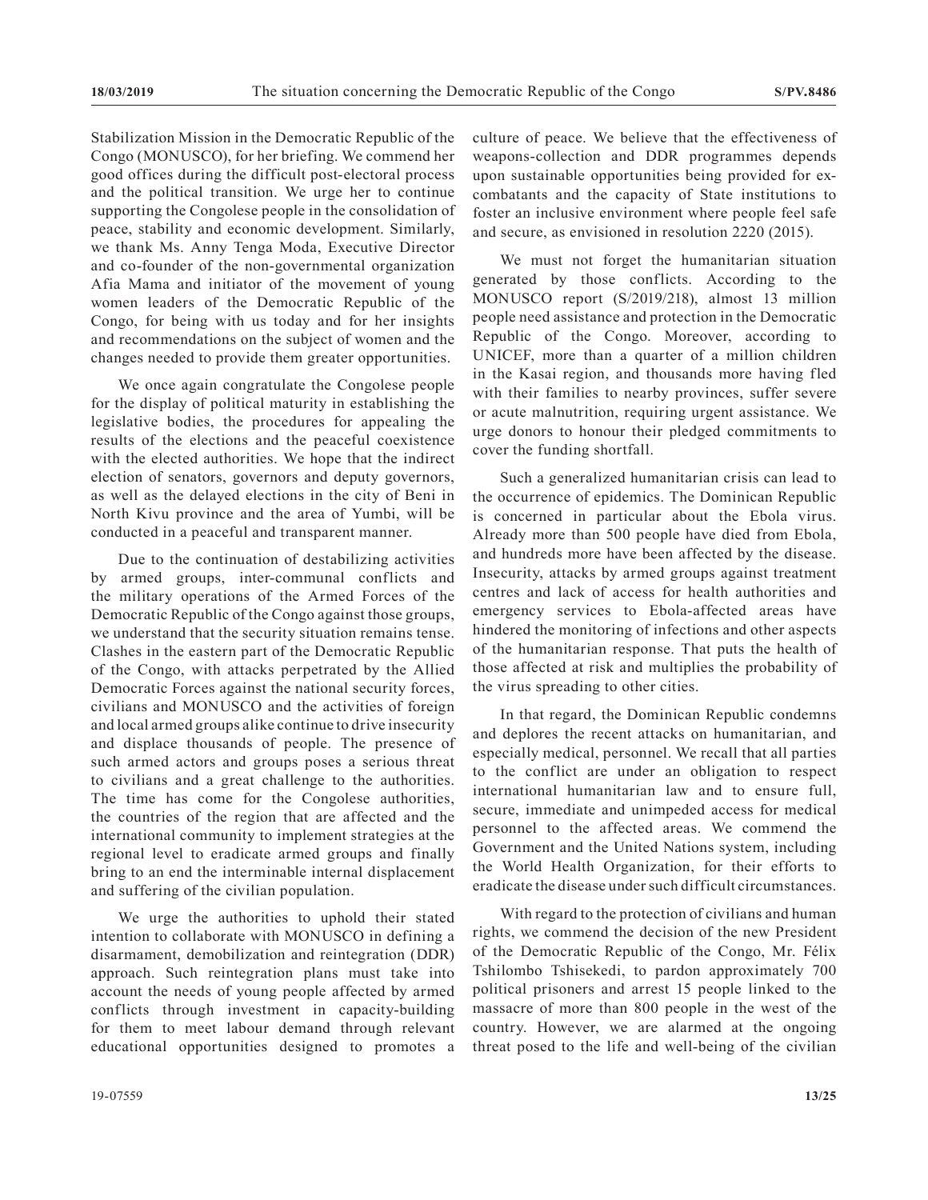Stabilization Mission in the Democratic Republic of the Congo (MONUSCO), for her briefing. We commend her good offices during the difficult post-electoral process and the political transition. We urge her to continue supporting the Congolese people in the consolidation of peace, stability and economic development. Similarly, we thank Ms. Anny Tenga Moda, Executive Director and co-founder of the non-governmental organization Afia Mama and initiator of the movement of young women leaders of the Democratic Republic of the Congo, for being with us today and for her insights and recommendations on the subject of women and the changes needed to provide them greater opportunities.

We once again congratulate the Congolese people for the display of political maturity in establishing the legislative bodies, the procedures for appealing the results of the elections and the peaceful coexistence with the elected authorities. We hope that the indirect election of senators, governors and deputy governors, as well as the delayed elections in the city of Beni in North Kivu province and the area of Yumbi, will be conducted in a peaceful and transparent manner.

Due to the continuation of destabilizing activities by armed groups, inter-communal conflicts and the military operations of the Armed Forces of the Democratic Republic of the Congo against those groups, we understand that the security situation remains tense. Clashes in the eastern part of the Democratic Republic of the Congo, with attacks perpetrated by the Allied Democratic Forces against the national security forces, civilians and MONUSCO and the activities of foreign and local armed groups alike continue to drive insecurity and displace thousands of people. The presence of such armed actors and groups poses a serious threat to civilians and a great challenge to the authorities. The time has come for the Congolese authorities, the countries of the region that are affected and the international community to implement strategies at the regional level to eradicate armed groups and finally bring to an end the interminable internal displacement and suffering of the civilian population.

We urge the authorities to uphold their stated intention to collaborate with MONUSCO in defining a disarmament, demobilization and reintegration (DDR) approach. Such reintegration plans must take into account the needs of young people affected by armed conflicts through investment in capacity-building for them to meet labour demand through relevant educational opportunities designed to promotes a culture of peace. We believe that the effectiveness of weapons-collection and DDR programmes depends upon sustainable opportunities being provided for ex-combatants and the capacity of State institutions to foster an inclusive environment where people feel safe and secure, as envisioned in resolution 2220 (2015).

We must not forget the humanitarian situation generated by those conflicts. According to the MONUSCO report (S/2019/218), almost 13 million people need assistance and protection in the Democratic Republic of the Congo. Moreover, according to UNICEF, more than a quarter of a million children in the Kasai region, and thousands more having fled with their families to nearby provinces, suffer severe or acute malnutrition, requiring urgent assistance. We urge donors to honour their pledged commitments to cover the funding shortfall.

Such a generalized humanitarian crisis can lead to the occurrence of epidemics. The Dominican Republic is concerned in particular about the Ebola virus. Already more than 500 people have died from Ebola, and hundreds more have been affected by the disease. Insecurity, attacks by armed groups against treatment centres and lack of access for health authorities and emergency services to Ebola-affected areas have hindered the monitoring of infections and other aspects of the humanitarian response. That puts the health of those affected at risk and multiplies the probability of the virus spreading to other cities.

In that regard, the Dominican Republic condemns and deplores the recent attacks on humanitarian, and especially medical, personnel. We recall that all parties to the conflict are under an obligation to respect international humanitarian law and to ensure full, secure, immediate and unimpeded access for medical personnel to the affected areas. We commend the Government and the United Nations system, including the World Health Organization, for their efforts to eradicate the disease under such difficult circumstances.

With regard to the protection of civilians and human rights, we commend the decision of the new President of the Democratic Republic of the Congo, Mr. Félix Tshilombo Tshisekedi, to pardon approximately 700 political prisoners and arrest 15 people linked to the massacre of more than 800 people in the west of the country. However, we are alarmed at the ongoing threat posed to the life and well-being of the civilian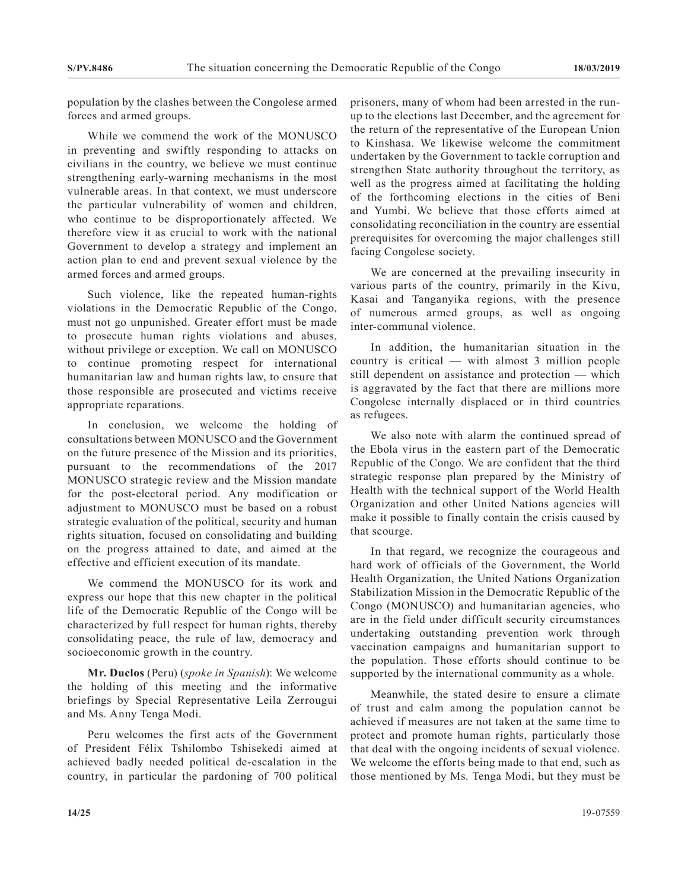population by the clashes between the Congolese armed forces and armed groups.

While we commend the work of the MONUSCO in preventing and swiftly responding to attacks on civilians in the country, we believe we must continue strengthening early-warning mechanisms in the most vulnerable areas. In that context, we must underscore the particular vulnerability of women and children, who continue to be disproportionately affected. We therefore view it as crucial to work with the national Government to develop a strategy and implement an action plan to end and prevent sexual violence by the armed forces and armed groups.

Such violence, like the repeated human-rights violations in the Democratic Republic of the Congo, must not go unpunished. Greater effort must be made to prosecute human rights violations and abuses, without privilege or exception. We call on MONUSCO to continue promoting respect for international humanitarian law and human rights law, to ensure that those responsible are prosecuted and victims receive appropriate reparations.

In conclusion, we welcome the holding of consultations between MONUSCO and the Government on the future presence of the Mission and its priorities, pursuant to the recommendations of the 2017 MONUSCO strategic review and the Mission mandate for the post-electoral period. Any modification or adjustment to MONUSCO must be based on a robust strategic evaluation of the political, security and human rights situation, focused on consolidating and building on the progress attained to date, and aimed at the effective and efficient execution of its mandate.

We commend the MONUSCO for its work and express our hope that this new chapter in the political life of the Democratic Republic of the Congo will be characterized by full respect for human rights, thereby consolidating peace, the rule of law, democracy and socioeconomic growth in the country.

**Mr. Duclos** (Peru) (*spoke in Spanish*): We welcome the holding of this meeting and the informative briefings by Special Representative Leila Zerrougui and Ms. Anny Tenga Modi.

Peru welcomes the first acts of the Government of President Félix Tshilombo Tshisekedi aimed at achieved badly needed political de-escalation in the country, in particular the pardoning of 700 political prisoners, many of whom had been arrested in the run-up to the elections last December, and the agreement for the return of the representative of the European Union to Kinshasa. We likewise welcome the commitment undertaken by the Government to tackle corruption and strengthen State authority throughout the territory, as well as the progress aimed at facilitating the holding of the forthcoming elections in the cities of Beni and Yumbi. We believe that those efforts aimed at consolidating reconciliation in the country are essential prerequisites for overcoming the major challenges still facing Congolese society.

We are concerned at the prevailing insecurity in various parts of the country, primarily in the Kivu, Kasai and Tanganyika regions, with the presence of numerous armed groups, as well as ongoing inter-communal violence.

In addition, the humanitarian situation in the country is critical — with almost 3 million people still dependent on assistance and protection — which is aggravated by the fact that there are millions more Congolese internally displaced or in third countries as refugees.

We also note with alarm the continued spread of the Ebola virus in the eastern part of the Democratic Republic of the Congo. We are confident that the third strategic response plan prepared by the Ministry of Health with the technical support of the World Health Organization and other United Nations agencies will make it possible to finally contain the crisis caused by that scourge.

In that regard, we recognize the courageous and hard work of officials of the Government, the World Health Organization, the United Nations Organization Stabilization Mission in the Democratic Republic of the Congo (MONUSCO) and humanitarian agencies, who are in the field under difficult security circumstances undertaking outstanding prevention work through vaccination campaigns and humanitarian support to the population. Those efforts should continue to be supported by the international community as a whole.

Meanwhile, the stated desire to ensure a climate of trust and calm among the population cannot be achieved if measures are not taken at the same time to protect and promote human rights, particularly those that deal with the ongoing incidents of sexual violence. We welcome the efforts being made to that end, such as those mentioned by Ms. Tenga Modi, but they must be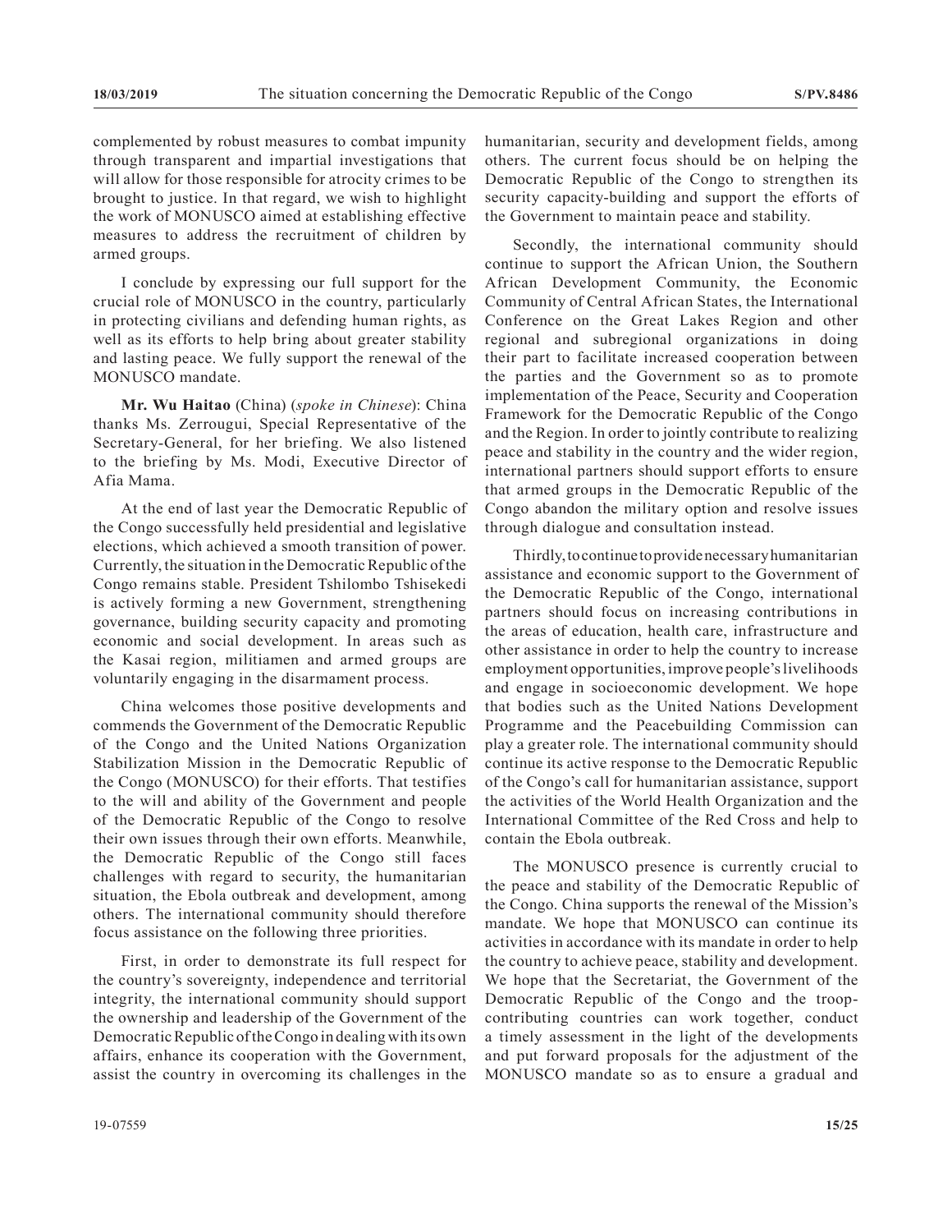complemented by robust measures to combat impunity through transparent and impartial investigations that will allow for those responsible for atrocity crimes to be brought to justice. In that regard, we wish to highlight the work of MONUSCO aimed at establishing effective measures to address the recruitment of children by armed groups.

I conclude by expressing our full support for the crucial role of MONUSCO in the country, particularly in protecting civilians and defending human rights, as well as its efforts to help bring about greater stability and lasting peace. We fully support the renewal of the MONUSCO mandate.

**Mr. Wu Haitao** (China) (*spoke in Chinese*): China thanks Ms. Zerrougui, Special Representative of the Secretary-General, for her briefing. We also listened to the briefing by Ms. Modi, Executive Director of Afia Mama.

At the end of last year the Democratic Republic of the Congo successfully held presidential and legislative elections, which achieved a smooth transition of power. Currently, the situation in the Democratic Republic of the Congo remains stable. President Tshilombo Tshisekedi is actively forming a new Government, strengthening governance, building security capacity and promoting economic and social development. In areas such as the Kasai region, militiamen and armed groups are voluntarily engaging in the disarmament process.

China welcomes those positive developments and commends the Government of the Democratic Republic of the Congo and the United Nations Organization Stabilization Mission in the Democratic Republic of the Congo (MONUSCO) for their efforts. That testifies to the will and ability of the Government and people of the Democratic Republic of the Congo to resolve their own issues through their own efforts. Meanwhile, the Democratic Republic of the Congo still faces challenges with regard to security, the humanitarian situation, the Ebola outbreak and development, among others. The international community should therefore focus assistance on the following three priorities.

First, in order to demonstrate its full respect for the country's sovereignty, independence and territorial integrity, the international community should support the ownership and leadership of the Government of the Democratic Republic of the Congo in dealing with its own affairs, enhance its cooperation with the Government, assist the country in overcoming its challenges in the humanitarian, security and development fields, among others. The current focus should be on helping the Democratic Republic of the Congo to strengthen its security capacity-building and support the efforts of the Government to maintain peace and stability.

Secondly, the international community should continue to support the African Union, the Southern African Development Community, the Economic Community of Central African States, the International Conference on the Great Lakes Region and other regional and subregional organizations in doing their part to facilitate increased cooperation between the parties and the Government so as to promote implementation of the Peace, Security and Cooperation Framework for the Democratic Republic of the Congo and the Region. In order to jointly contribute to realizing peace and stability in the country and the wider region, international partners should support efforts to ensure that armed groups in the Democratic Republic of the Congo abandon the military option and resolve issues through dialogue and consultation instead.

Thirdly, to continue to provide necessary humanitarian assistance and economic support to the Government of the Democratic Republic of the Congo, international partners should focus on increasing contributions in the areas of education, health care, infrastructure and other assistance in order to help the country to increase employment opportunities, improve people's livelihoods and engage in socioeconomic development. We hope that bodies such as the United Nations Development Programme and the Peacebuilding Commission can play a greater role. The international community should continue its active response to the Democratic Republic of the Congo's call for humanitarian assistance, support the activities of the World Health Organization and the International Committee of the Red Cross and help to contain the Ebola outbreak.

The MONUSCO presence is currently crucial to the peace and stability of the Democratic Republic of the Congo. China supports the renewal of the Mission's mandate. We hope that MONUSCO can continue its activities in accordance with its mandate in order to help the country to achieve peace, stability and development. We hope that the Secretariat, the Government of the Democratic Republic of the Congo and the troop-contributing countries can work together, conduct a timely assessment in the light of the developments and put forward proposals for the adjustment of the MONUSCO mandate so as to ensure a gradual and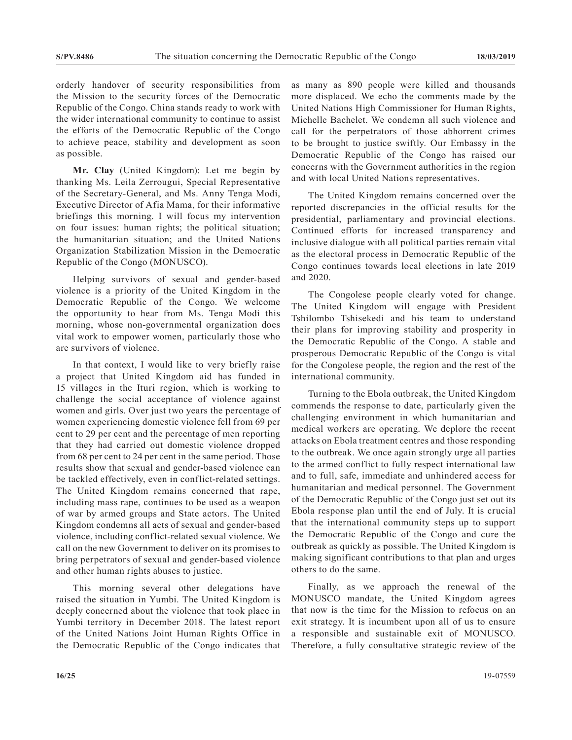orderly handover of security responsibilities from the Mission to the security forces of the Democratic Republic of the Congo. China stands ready to work with the wider international community to continue to assist the efforts of the Democratic Republic of the Congo to achieve peace, stability and development as soon as possible.

**Mr. Clay** (United Kingdom): Let me begin by thanking Ms. Leila Zerrougui, Special Representative of the Secretary-General, and Ms. Anny Tenga Modi, Executive Director of Afia Mama, for their informative briefings this morning. I will focus my intervention on four issues: human rights; the political situation; the humanitarian situation; and the United Nations Organization Stabilization Mission in the Democratic Republic of the Congo (MONUSCO).

Helping survivors of sexual and gender-based violence is a priority of the United Kingdom in the Democratic Republic of the Congo. We welcome the opportunity to hear from Ms. Tenga Modi this morning, whose non-governmental organization does vital work to empower women, particularly those who are survivors of violence.

In that context, I would like to very briefly raise a project that United Kingdom aid has funded in 15 villages in the Ituri region, which is working to challenge the social acceptance of violence against women and girls. Over just two years the percentage of women experiencing domestic violence fell from 69 per cent to 29 per cent and the percentage of men reporting that they had carried out domestic violence dropped from 68 per cent to 24 per cent in the same period. Those results show that sexual and gender-based violence can be tackled effectively, even in conflict-related settings. The United Kingdom remains concerned that rape, including mass rape, continues to be used as a weapon of war by armed groups and State actors. The United Kingdom condemns all acts of sexual and gender-based violence, including conflict-related sexual violence. We call on the new Government to deliver on its promises to bring perpetrators of sexual and gender-based violence and other human rights abuses to justice.

This morning several other delegations have raised the situation in Yumbi. The United Kingdom is deeply concerned about the violence that took place in Yumbi territory in December 2018. The latest report of the United Nations Joint Human Rights Office in the Democratic Republic of the Congo indicates that as many as 890 people were killed and thousands more displaced. We echo the comments made by the United Nations High Commissioner for Human Rights, Michelle Bachelet. We condemn all such violence and call for the perpetrators of those abhorrent crimes to be brought to justice swiftly. Our Embassy in the Democratic Republic of the Congo has raised our concerns with the Government authorities in the region and with local United Nations representatives.

The United Kingdom remains concerned over the reported discrepancies in the official results for the presidential, parliamentary and provincial elections. Continued efforts for increased transparency and inclusive dialogue with all political parties remain vital as the electoral process in Democratic Republic of the Congo continues towards local elections in late 2019 and 2020.

The Congolese people clearly voted for change. The United Kingdom will engage with President Tshilombo Tshisekedi and his team to understand their plans for improving stability and prosperity in the Democratic Republic of the Congo. A stable and prosperous Democratic Republic of the Congo is vital for the Congolese people, the region and the rest of the international community.

Turning to the Ebola outbreak, the United Kingdom commends the response to date, particularly given the challenging environment in which humanitarian and medical workers are operating. We deplore the recent attacks on Ebola treatment centres and those responding to the outbreak. We once again strongly urge all parties to the armed conflict to fully respect international law and to full, safe, immediate and unhindered access for humanitarian and medical personnel. The Government of the Democratic Republic of the Congo just set out its Ebola response plan until the end of July. It is crucial that the international community steps up to support the Democratic Republic of the Congo and cure the outbreak as quickly as possible. The United Kingdom is making significant contributions to that plan and urges others to do the same.

Finally, as we approach the renewal of the MONUSCO mandate, the United Kingdom agrees that now is the time for the Mission to refocus on an exit strategy. It is incumbent upon all of us to ensure a responsible and sustainable exit of MONUSCO. Therefore, a fully consultative strategic review of the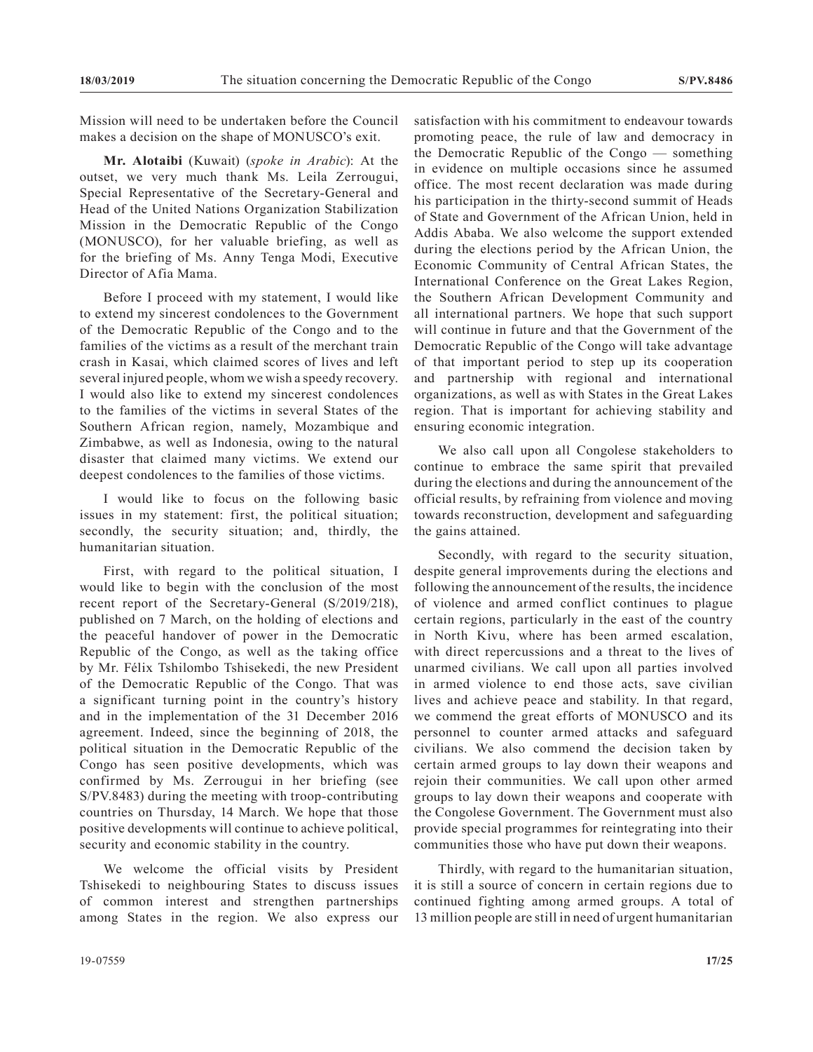Mission will need to be undertaken before the Council makes a decision on the shape of MONUSCO's exit.

**Mr. Alotaibi** (Kuwait) (*spoke in Arabic*): At the outset, we very much thank Ms. Leila Zerrougui, Special Representative of the Secretary-General and Head of the United Nations Organization Stabilization Mission in the Democratic Republic of the Congo (MONUSCO), for her valuable briefing, as well as for the briefing of Ms. Anny Tenga Modi, Executive Director of Afia Mama.

Before I proceed with my statement, I would like to extend my sincerest condolences to the Government of the Democratic Republic of the Congo and to the families of the victims as a result of the merchant train crash in Kasai, which claimed scores of lives and left several injured people, whom we wish a speedy recovery. I would also like to extend my sincerest condolences to the families of the victims in several States of the Southern African region, namely, Mozambique and Zimbabwe, as well as Indonesia, owing to the natural disaster that claimed many victims. We extend our deepest condolences to the families of those victims.

I would like to focus on the following basic issues in my statement: first, the political situation; secondly, the security situation; and, thirdly, the humanitarian situation.

First, with regard to the political situation, I would like to begin with the conclusion of the most recent report of the Secretary-General (S/2019/218), published on 7 March, on the holding of elections and the peaceful handover of power in the Democratic Republic of the Congo, as well as the taking office by Mr. Félix Tshilombo Tshisekedi, the new President of the Democratic Republic of the Congo. That was a significant turning point in the country's history and in the implementation of the 31 December 2016 agreement. Indeed, since the beginning of 2018, the political situation in the Democratic Republic of the Congo has seen positive developments, which was confirmed by Ms. Zerrougui in her briefing (see S/PV.8483) during the meeting with troop-contributing countries on Thursday, 14 March. We hope that those positive developments will continue to achieve political, security and economic stability in the country.

We welcome the official visits by President Tshisekedi to neighbouring States to discuss issues of common interest and strengthen partnerships among States in the region. We also express our satisfaction with his commitment to endeavour towards promoting peace, the rule of law and democracy in the Democratic Republic of the Congo — something in evidence on multiple occasions since he assumed office. The most recent declaration was made during his participation in the thirty-second summit of Heads of State and Government of the African Union, held in Addis Ababa. We also welcome the support extended during the elections period by the African Union, the Economic Community of Central African States, the International Conference on the Great Lakes Region, the Southern African Development Community and all international partners. We hope that such support will continue in future and that the Government of the Democratic Republic of the Congo will take advantage of that important period to step up its cooperation and partnership with regional and international organizations, as well as with States in the Great Lakes region. That is important for achieving stability and ensuring economic integration.

We also call upon all Congolese stakeholders to continue to embrace the same spirit that prevailed during the elections and during the announcement of the official results, by refraining from violence and moving towards reconstruction, development and safeguarding the gains attained.

Secondly, with regard to the security situation, despite general improvements during the elections and following the announcement of the results, the incidence of violence and armed conflict continues to plague certain regions, particularly in the east of the country in North Kivu, where has been armed escalation, with direct repercussions and a threat to the lives of unarmed civilians. We call upon all parties involved in armed violence to end those acts, save civilian lives and achieve peace and stability. In that regard, we commend the great efforts of MONUSCO and its personnel to counter armed attacks and safeguard civilians. We also commend the decision taken by certain armed groups to lay down their weapons and rejoin their communities. We call upon other armed groups to lay down their weapons and cooperate with the Congolese Government. The Government must also provide special programmes for reintegrating into their communities those who have put down their weapons.

Thirdly, with regard to the humanitarian situation, it is still a source of concern in certain regions due to continued fighting among armed groups. A total of 13 million people are still in need of urgent humanitarian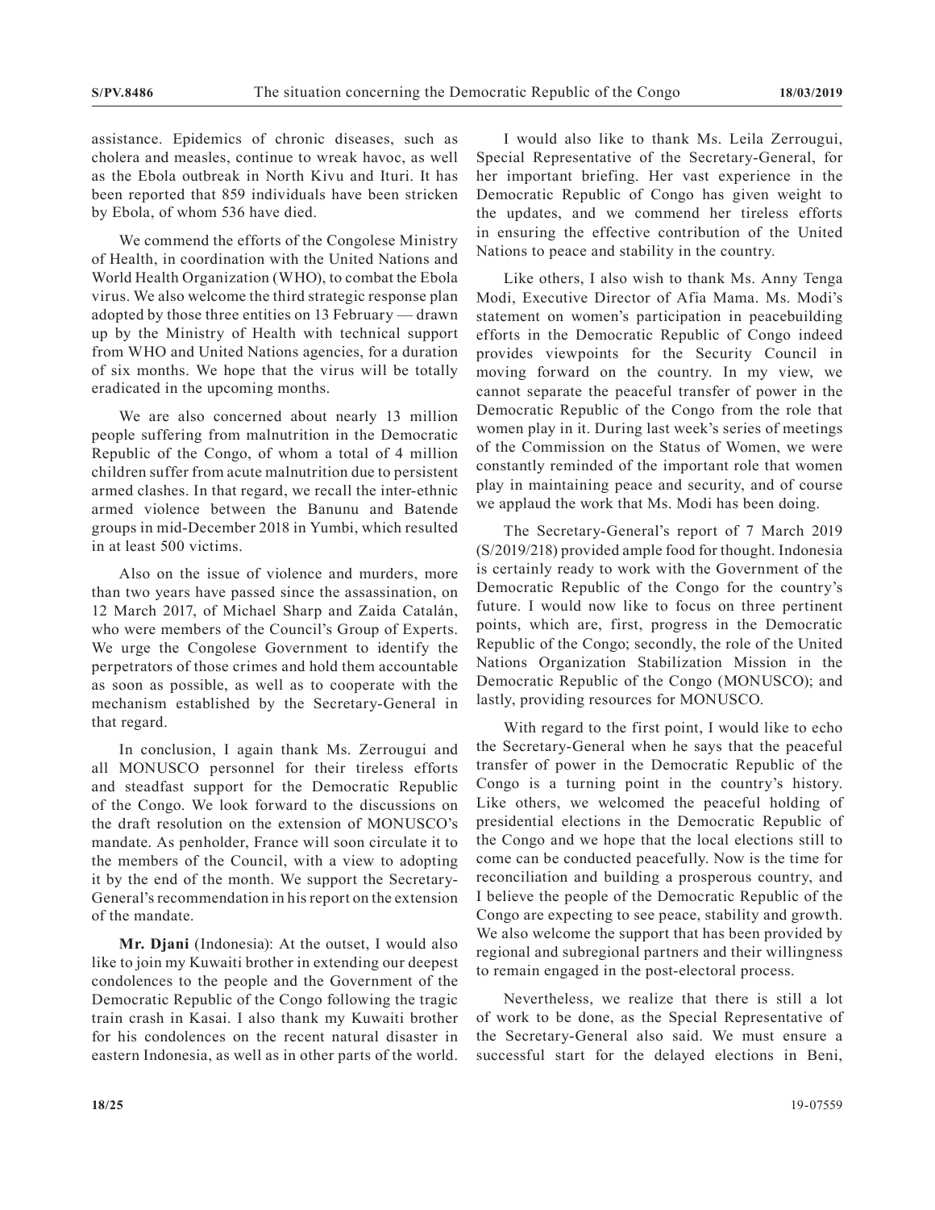assistance. Epidemics of chronic diseases, such as cholera and measles, continue to wreak havoc, as well as the Ebola outbreak in North Kivu and Ituri. It has been reported that 859 individuals have been stricken by Ebola, of whom 536 have died.

We commend the efforts of the Congolese Ministry of Health, in coordination with the United Nations and World Health Organization (WHO), to combat the Ebola virus. We also welcome the third strategic response plan adopted by those three entities on 13 February — drawn up by the Ministry of Health with technical support from WHO and United Nations agencies, for a duration of six months. We hope that the virus will be totally eradicated in the upcoming months.

We are also concerned about nearly 13 million people suffering from malnutrition in the Democratic Republic of the Congo, of whom a total of 4 million children suffer from acute malnutrition due to persistent armed clashes. In that regard, we recall the inter-ethnic armed violence between the Banunu and Batende groups in mid-December 2018 in Yumbi, which resulted in at least 500 victims.

Also on the issue of violence and murders, more than two years have passed since the assassination, on 12 March 2017, of Michael Sharp and Zaida Catalán, who were members of the Council's Group of Experts. We urge the Congolese Government to identify the perpetrators of those crimes and hold them accountable as soon as possible, as well as to cooperate with the mechanism established by the Secretary-General in that regard.

In conclusion, I again thank Ms. Zerrougui and all MONUSCO personnel for their tireless efforts and steadfast support for the Democratic Republic of the Congo. We look forward to the discussions on the draft resolution on the extension of MONUSCO's mandate. As penholder, France will soon circulate it to the members of the Council, with a view to adopting it by the end of the month. We support the Secretary-General's recommendation in his report on the extension of the mandate.

**Mr. Djani** (Indonesia): At the outset, I would also like to join my Kuwaiti brother in extending our deepest condolences to the people and the Government of the Democratic Republic of the Congo following the tragic train crash in Kasai. I also thank my Kuwaiti brother for his condolences on the recent natural disaster in eastern Indonesia, as well as in other parts of the world.

I would also like to thank Ms. Leila Zerrougui, Special Representative of the Secretary-General, for her important briefing. Her vast experience in the Democratic Republic of Congo has given weight to the updates, and we commend her tireless efforts in ensuring the effective contribution of the United Nations to peace and stability in the country.

Like others, I also wish to thank Ms. Anny Tenga Modi, Executive Director of Afia Mama. Ms. Modi's statement on women's participation in peacebuilding efforts in the Democratic Republic of Congo indeed provides viewpoints for the Security Council in moving forward on the country. In my view, we cannot separate the peaceful transfer of power in the Democratic Republic of the Congo from the role that women play in it. During last week's series of meetings of the Commission on the Status of Women, we were constantly reminded of the important role that women play in maintaining peace and security, and of course we applaud the work that Ms. Modi has been doing.

The Secretary-General's report of 7 March 2019 (S/2019/218) provided ample food for thought. Indonesia is certainly ready to work with the Government of the Democratic Republic of the Congo for the country's future. I would now like to focus on three pertinent points, which are, first, progress in the Democratic Republic of the Congo; secondly, the role of the United Nations Organization Stabilization Mission in the Democratic Republic of the Congo (MONUSCO); and lastly, providing resources for MONUSCO.

With regard to the first point, I would like to echo the Secretary-General when he says that the peaceful transfer of power in the Democratic Republic of the Congo is a turning point in the country's history. Like others, we welcomed the peaceful holding of presidential elections in the Democratic Republic of the Congo and we hope that the local elections still to come can be conducted peacefully. Now is the time for reconciliation and building a prosperous country, and I believe the people of the Democratic Republic of the Congo are expecting to see peace, stability and growth. We also welcome the support that has been provided by regional and subregional partners and their willingness to remain engaged in the post-electoral process.

Nevertheless, we realize that there is still a lot of work to be done, as the Special Representative of the Secretary-General also said. We must ensure a successful start for the delayed elections in Beni,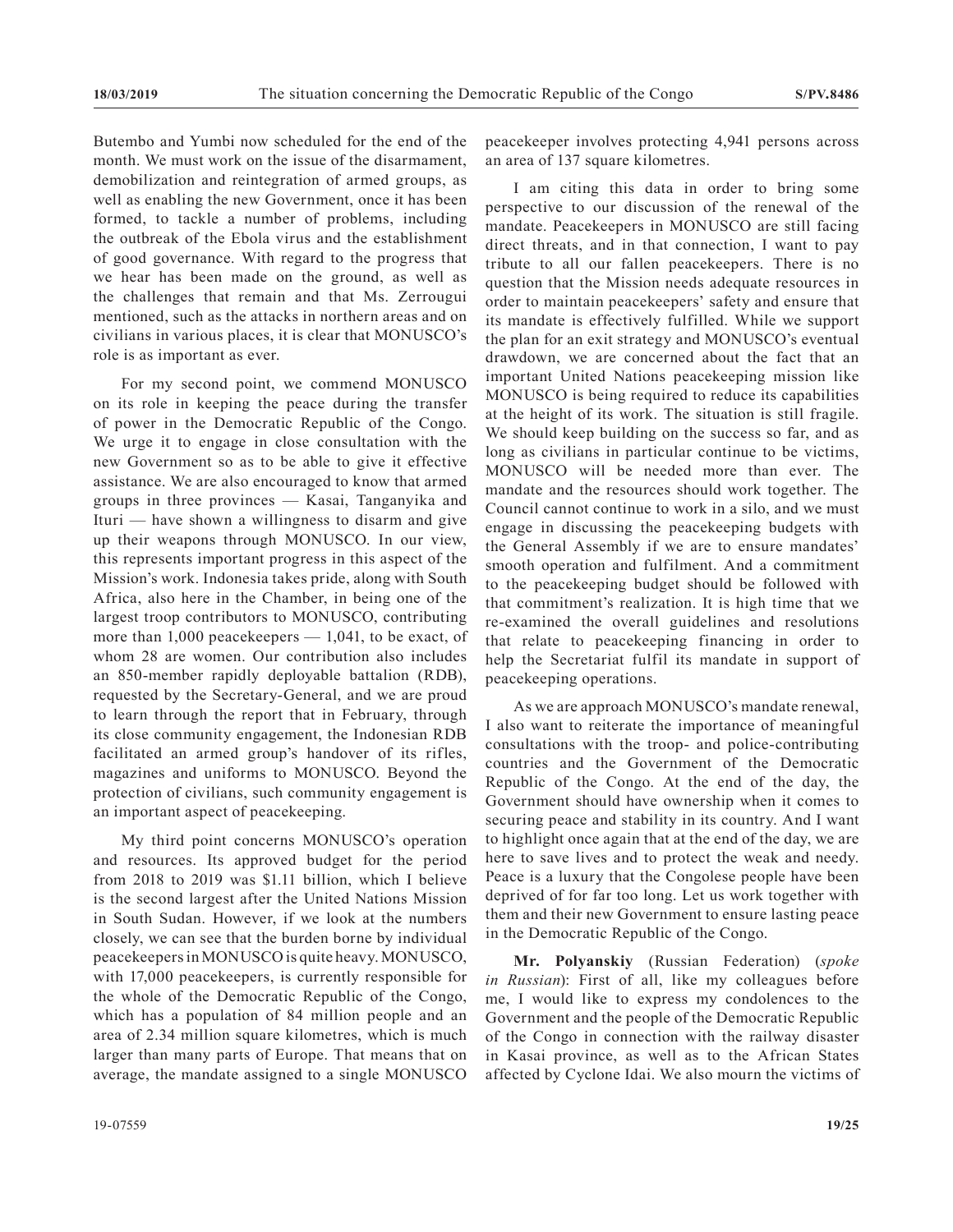Butembo and Yumbi now scheduled for the end of the month. We must work on the issue of the disarmament, demobilization and reintegration of armed groups, as well as enabling the new Government, once it has been formed, to tackle a number of problems, including the outbreak of the Ebola virus and the establishment of good governance. With regard to the progress that we hear has been made on the ground, as well as the challenges that remain and that Ms. Zerrougui mentioned, such as the attacks in northern areas and on civilians in various places, it is clear that MONUSCO's role is as important as ever.

For my second point, we commend MONUSCO on its role in keeping the peace during the transfer of power in the Democratic Republic of the Congo. We urge it to engage in close consultation with the new Government so as to be able to give it effective assistance. We are also encouraged to know that armed groups in three provinces — Kasai, Tanganyika and Ituri — have shown a willingness to disarm and give up their weapons through MONUSCO. In our view, this represents important progress in this aspect of the Mission's work. Indonesia takes pride, along with South Africa, also here in the Chamber, in being one of the largest troop contributors to MONUSCO, contributing more than 1,000 peacekeepers — 1,041, to be exact, of whom 28 are women. Our contribution also includes an 850-member rapidly deployable battalion (RDB), requested by the Secretary-General, and we are proud to learn through the report that in February, through its close community engagement, the Indonesian RDB facilitated an armed group's handover of its rifles, magazines and uniforms to MONUSCO. Beyond the protection of civilians, such community engagement is an important aspect of peacekeeping.

My third point concerns MONUSCO's operation and resources. Its approved budget for the period from 2018 to 2019 was $1.11 billion, which I believe is the second largest after the United Nations Mission in South Sudan. However, if we look at the numbers closely, we can see that the burden borne by individual peacekeepers in MONUSCO is quite heavy. MONUSCO, with 17,000 peacekeepers, is currently responsible for the whole of the Democratic Republic of the Congo, which has a population of 84 million people and an area of 2.34 million square kilometres, which is much larger than many parts of Europe. That means that on average, the mandate assigned to a single MONUSCO peacekeeper involves protecting 4,941 persons across an area of 137 square kilometres.

I am citing this data in order to bring some perspective to our discussion of the renewal of the mandate. Peacekeepers in MONUSCO are still facing direct threats, and in that connection, I want to pay tribute to all our fallen peacekeepers. There is no question that the Mission needs adequate resources in order to maintain peacekeepers' safety and ensure that its mandate is effectively fulfilled. While we support the plan for an exit strategy and MONUSCO's eventual drawdown, we are concerned about the fact that an important United Nations peacekeeping mission like MONUSCO is being required to reduce its capabilities at the height of its work. The situation is still fragile. We should keep building on the success so far, and as long as civilians in particular continue to be victims, MONUSCO will be needed more than ever. The mandate and the resources should work together. The Council cannot continue to work in a silo, and we must engage in discussing the peacekeeping budgets with the General Assembly if we are to ensure mandates' smooth operation and fulfilment. And a commitment to the peacekeeping budget should be followed with that commitment's realization. It is high time that we re-examined the overall guidelines and resolutions that relate to peacekeeping financing in order to help the Secretariat fulfil its mandate in support of peacekeeping operations.

As we are approach MONUSCO's mandate renewal, I also want to reiterate the importance of meaningful consultations with the troop- and police-contributing countries and the Government of the Democratic Republic of the Congo. At the end of the day, the Government should have ownership when it comes to securing peace and stability in its country. And I want to highlight once again that at the end of the day, we are here to save lives and to protect the weak and needy. Peace is a luxury that the Congolese people have been deprived of for far too long. Let us work together with them and their new Government to ensure lasting peace in the Democratic Republic of the Congo.

**Mr. Polyanskiy** (Russian Federation) (*spoke in Russian*): First of all, like my colleagues before me, I would like to express my condolences to the Government and the people of the Democratic Republic of the Congo in connection with the railway disaster in Kasai province, as well as to the African States affected by Cyclone Idai. We also mourn the victims of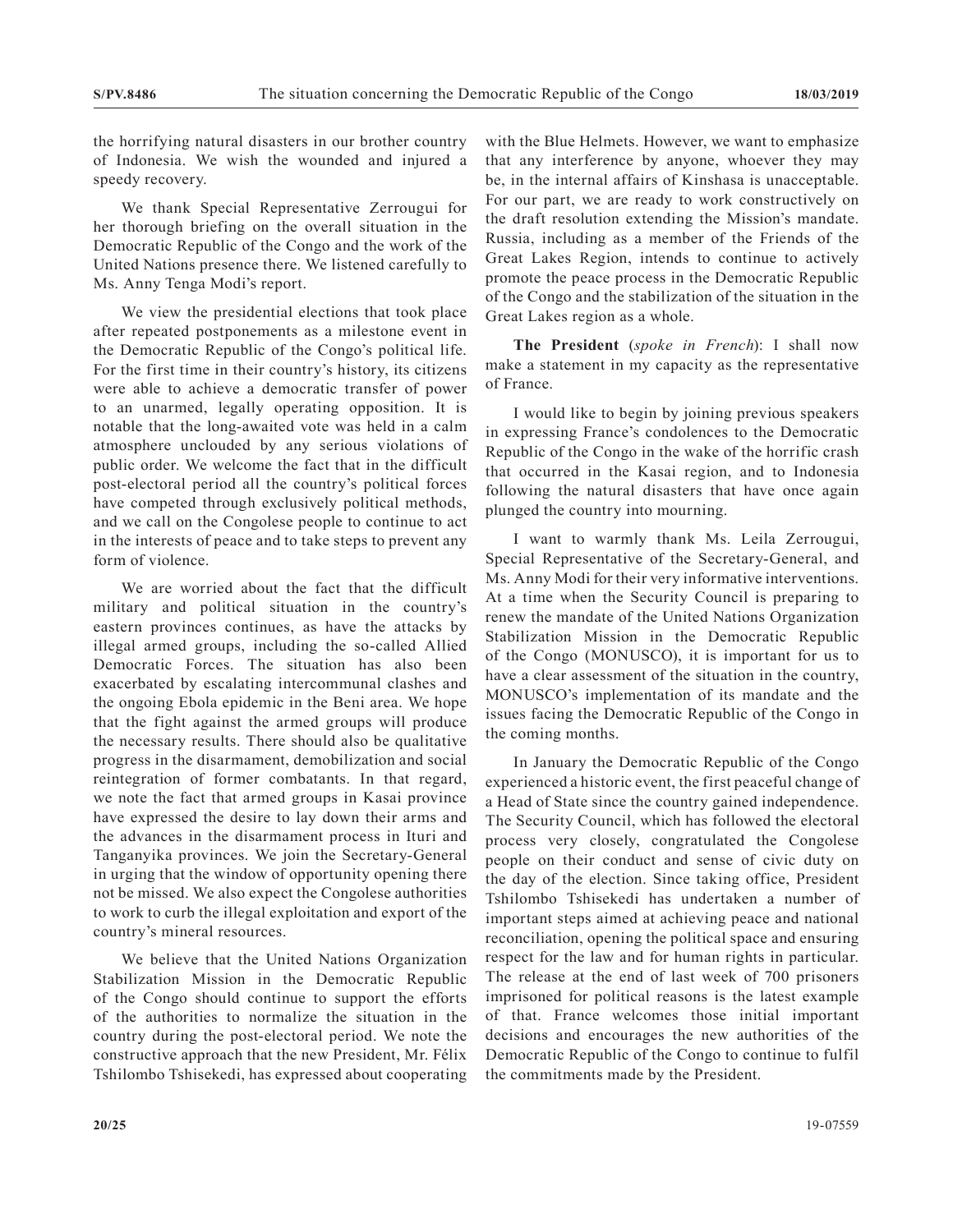the horrifying natural disasters in our brother country of Indonesia. We wish the wounded and injured a speedy recovery.

We thank Special Representative Zerrougui for her thorough briefing on the overall situation in the Democratic Republic of the Congo and the work of the United Nations presence there. We listened carefully to Ms. Anny Tenga Modi's report.

We view the presidential elections that took place after repeated postponements as a milestone event in the Democratic Republic of the Congo's political life. For the first time in their country's history, its citizens were able to achieve a democratic transfer of power to an unarmed, legally operating opposition. It is notable that the long-awaited vote was held in a calm atmosphere unclouded by any serious violations of public order. We welcome the fact that in the difficult post-electoral period all the country's political forces have competed through exclusively political methods, and we call on the Congolese people to continue to act in the interests of peace and to take steps to prevent any form of violence.

We are worried about the fact that the difficult military and political situation in the country's eastern provinces continues, as have the attacks by illegal armed groups, including the so-called Allied Democratic Forces. The situation has also been exacerbated by escalating intercommunal clashes and the ongoing Ebola epidemic in the Beni area. We hope that the fight against the armed groups will produce the necessary results. There should also be qualitative progress in the disarmament, demobilization and social reintegration of former combatants. In that regard, we note the fact that armed groups in Kasai province have expressed the desire to lay down their arms and the advances in the disarmament process in Ituri and Tanganyika provinces. We join the Secretary-General in urging that the window of opportunity opening there not be missed. We also expect the Congolese authorities to work to curb the illegal exploitation and export of the country's mineral resources.

We believe that the United Nations Organization Stabilization Mission in the Democratic Republic of the Congo should continue to support the efforts of the authorities to normalize the situation in the country during the post-electoral period. We note the constructive approach that the new President, Mr. Félix Tshilombo Tshisekedi, has expressed about cooperating with the Blue Helmets. However, we want to emphasize that any interference by anyone, whoever they may be, in the internal affairs of Kinshasa is unacceptable. For our part, we are ready to work constructively on the draft resolution extending the Mission's mandate. Russia, including as a member of the Friends of the Great Lakes Region, intends to continue to actively promote the peace process in the Democratic Republic of the Congo and the stabilization of the situation in the Great Lakes region as a whole.

**The President** (*spoke in French*): I shall now make a statement in my capacity as the representative of France.

I would like to begin by joining previous speakers in expressing France's condolences to the Democratic Republic of the Congo in the wake of the horrific crash that occurred in the Kasai region, and to Indonesia following the natural disasters that have once again plunged the country into mourning.

I want to warmly thank Ms. Leila Zerrougui, Special Representative of the Secretary-General, and Ms. Anny Modi for their very informative interventions. At a time when the Security Council is preparing to renew the mandate of the United Nations Organization Stabilization Mission in the Democratic Republic of the Congo (MONUSCO), it is important for us to have a clear assessment of the situation in the country, MONUSCO's implementation of its mandate and the issues facing the Democratic Republic of the Congo in the coming months.

In January the Democratic Republic of the Congo experienced a historic event, the first peaceful change of a Head of State since the country gained independence. The Security Council, which has followed the electoral process very closely, congratulated the Congolese people on their conduct and sense of civic duty on the day of the election. Since taking office, President Tshilombo Tshisekedi has undertaken a number of important steps aimed at achieving peace and national reconciliation, opening the political space and ensuring respect for the law and for human rights in particular. The release at the end of last week of 700 prisoners imprisoned for political reasons is the latest example of that. France welcomes those initial important decisions and encourages the new authorities of the Democratic Republic of the Congo to continue to fulfil the commitments made by the President.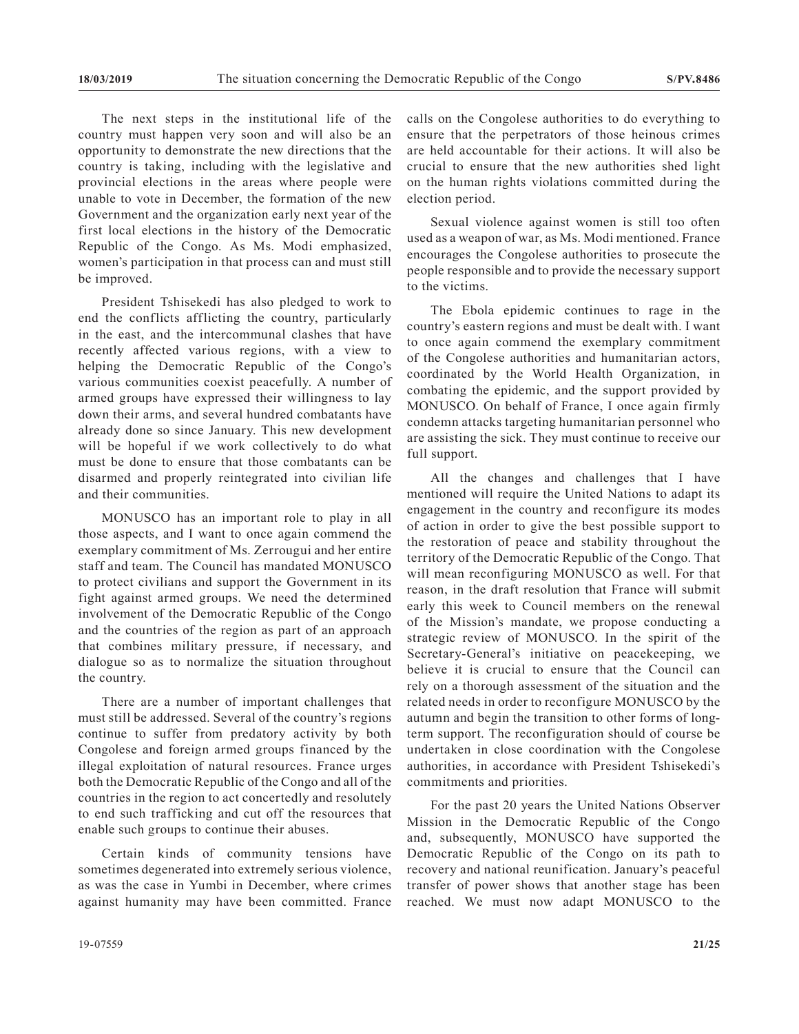The next steps in the institutional life of the country must happen very soon and will also be an opportunity to demonstrate the new directions that the country is taking, including with the legislative and provincial elections in the areas where people were unable to vote in December, the formation of the new Government and the organization early next year of the first local elections in the history of the Democratic Republic of the Congo. As Ms. Modi emphasized, women's participation in that process can and must still be improved.

President Tshisekedi has also pledged to work to end the conflicts afflicting the country, particularly in the east, and the intercommunal clashes that have recently affected various regions, with a view to helping the Democratic Republic of the Congo's various communities coexist peacefully. A number of armed groups have expressed their willingness to lay down their arms, and several hundred combatants have already done so since January. This new development will be hopeful if we work collectively to do what must be done to ensure that those combatants can be disarmed and properly reintegrated into civilian life and their communities.

MONUSCO has an important role to play in all those aspects, and I want to once again commend the exemplary commitment of Ms. Zerrougui and her entire staff and team. The Council has mandated MONUSCO to protect civilians and support the Government in its fight against armed groups. We need the determined involvement of the Democratic Republic of the Congo and the countries of the region as part of an approach that combines military pressure, if necessary, and dialogue so as to normalize the situation throughout the country.

There are a number of important challenges that must still be addressed. Several of the country's regions continue to suffer from predatory activity by both Congolese and foreign armed groups financed by the illegal exploitation of natural resources. France urges both the Democratic Republic of the Congo and all of the countries in the region to act concertedly and resolutely to end such trafficking and cut off the resources that enable such groups to continue their abuses.

Certain kinds of community tensions have sometimes degenerated into extremely serious violence, as was the case in Yumbi in December, where crimes against humanity may have been committed. France calls on the Congolese authorities to do everything to ensure that the perpetrators of those heinous crimes are held accountable for their actions. It will also be crucial to ensure that the new authorities shed light on the human rights violations committed during the election period.

Sexual violence against women is still too often used as a weapon of war, as Ms. Modi mentioned. France encourages the Congolese authorities to prosecute the people responsible and to provide the necessary support to the victims.

The Ebola epidemic continues to rage in the country's eastern regions and must be dealt with. I want to once again commend the exemplary commitment of the Congolese authorities and humanitarian actors, coordinated by the World Health Organization, in combating the epidemic, and the support provided by MONUSCO. On behalf of France, I once again firmly condemn attacks targeting humanitarian personnel who are assisting the sick. They must continue to receive our full support.

All the changes and challenges that I have mentioned will require the United Nations to adapt its engagement in the country and reconfigure its modes of action in order to give the best possible support to the restoration of peace and stability throughout the territory of the Democratic Republic of the Congo. That will mean reconfiguring MONUSCO as well. For that reason, in the draft resolution that France will submit early this week to Council members on the renewal of the Mission's mandate, we propose conducting a strategic review of MONUSCO. In the spirit of the Secretary-General's initiative on peacekeeping, we believe it is crucial to ensure that the Council can rely on a thorough assessment of the situation and the related needs in order to reconfigure MONUSCO by the autumn and begin the transition to other forms of long-term support. The reconfiguration should of course be undertaken in close coordination with the Congolese authorities, in accordance with President Tshisekedi's commitments and priorities.

For the past 20 years the United Nations Observer Mission in the Democratic Republic of the Congo and, subsequently, MONUSCO have supported the Democratic Republic of the Congo on its path to recovery and national reunification. January's peaceful transfer of power shows that another stage has been reached. We must now adapt MONUSCO to the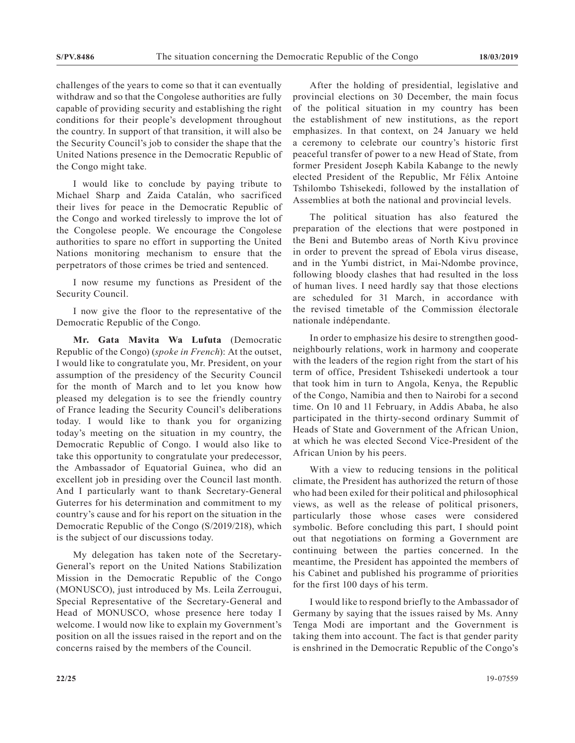challenges of the years to come so that it can eventually withdraw and so that the Congolese authorities are fully capable of providing security and establishing the right conditions for their people's development throughout the country. In support of that transition, it will also be the Security Council's job to consider the shape that the United Nations presence in the Democratic Republic of the Congo might take.

I would like to conclude by paying tribute to Michael Sharp and Zaida Catalán, who sacrificed their lives for peace in the Democratic Republic of the Congo and worked tirelessly to improve the lot of the Congolese people. We encourage the Congolese authorities to spare no effort in supporting the United Nations monitoring mechanism to ensure that the perpetrators of those crimes be tried and sentenced.

I now resume my functions as President of the Security Council.

I now give the floor to the representative of the Democratic Republic of the Congo.

**Mr. Gata Mavita Wa Lufuta** (Democratic Republic of the Congo) (*spoke in French*): At the outset, I would like to congratulate you, Mr. President, on your assumption of the presidency of the Security Council for the month of March and to let you know how pleased my delegation is to see the friendly country of France leading the Security Council's deliberations today. I would like to thank you for organizing today's meeting on the situation in my country, the Democratic Republic of Congo. I would also like to take this opportunity to congratulate your predecessor, the Ambassador of Equatorial Guinea, who did an excellent job in presiding over the Council last month. And I particularly want to thank Secretary-General Guterres for his determination and commitment to my country's cause and for his report on the situation in the Democratic Republic of the Congo (S/2019/218), which is the subject of our discussions today.

My delegation has taken note of the Secretary-General's report on the United Nations Stabilization Mission in the Democratic Republic of the Congo (MONUSCO), just introduced by Ms. Leila Zerrougui, Special Representative of the Secretary-General and Head of MONUSCO, whose presence here today I welcome. I would now like to explain my Government's position on all the issues raised in the report and on the concerns raised by the members of the Council.

After the holding of presidential, legislative and provincial elections on 30 December, the main focus of the political situation in my country has been the establishment of new institutions, as the report emphasizes. In that context, on 24 January we held a ceremony to celebrate our country's historic first peaceful transfer of power to a new Head of State, from former President Joseph Kabila Kabange to the newly elected President of the Republic, Mr Félix Antoine Tshilombo Tshisekedi, followed by the installation of Assemblies at both the national and provincial levels.

The political situation has also featured the preparation of the elections that were postponed in the Beni and Butembo areas of North Kivu province in order to prevent the spread of Ebola virus disease, and in the Yumbi district, in Mai-Ndombe province, following bloody clashes that had resulted in the loss of human lives. I need hardly say that those elections are scheduled for 31 March, in accordance with the revised timetable of the Commission électorale nationale indépendante.

In order to emphasize his desire to strengthen good-neighbourly relations, work in harmony and cooperate with the leaders of the region right from the start of his term of office, President Tshisekedi undertook a tour that took him in turn to Angola, Kenya, the Republic of the Congo, Namibia and then to Nairobi for a second time. On 10 and 11 February, in Addis Ababa, he also participated in the thirty-second ordinary Summit of Heads of State and Government of the African Union, at which he was elected Second Vice-President of the African Union by his peers.

With a view to reducing tensions in the political climate, the President has authorized the return of those who had been exiled for their political and philosophical views, as well as the release of political prisoners, particularly those whose cases were considered symbolic. Before concluding this part, I should point out that negotiations on forming a Government are continuing between the parties concerned. In the meantime, the President has appointed the members of his Cabinet and published his programme of priorities for the first 100 days of his term.

I would like to respond briefly to the Ambassador of Germany by saying that the issues raised by Ms. Anny Tenga Modi are important and the Government is taking them into account. The fact is that gender parity is enshrined in the Democratic Republic of the Congo's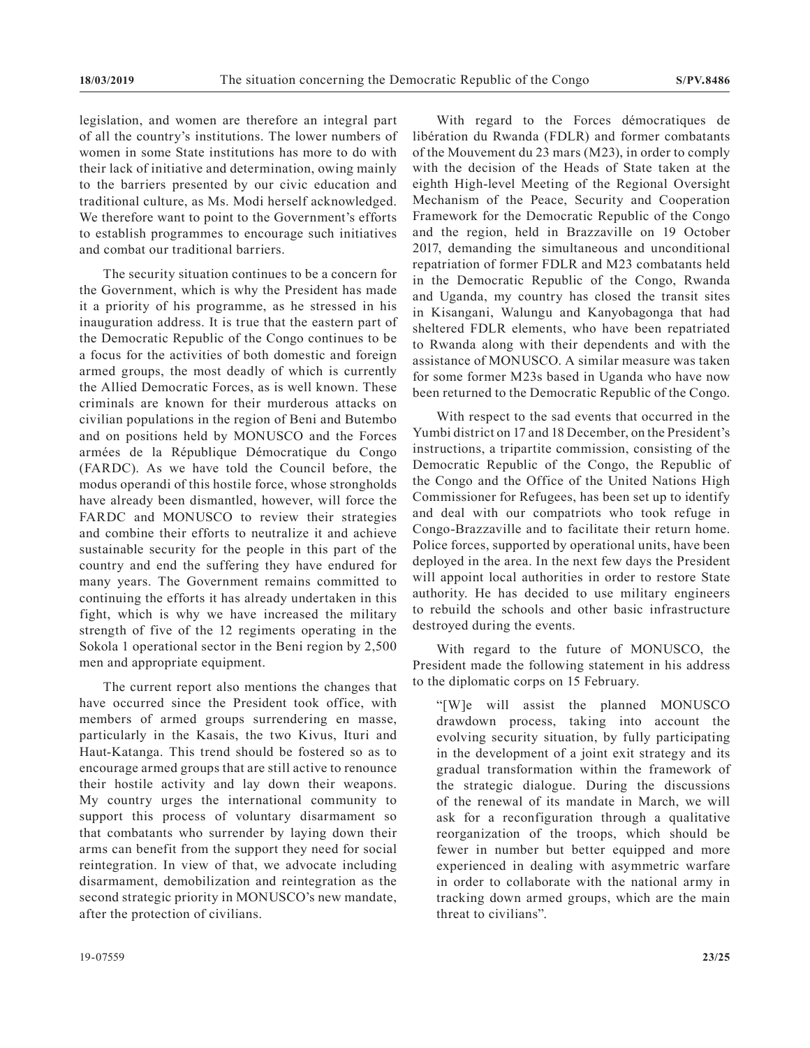legislation, and women are therefore an integral part of all the country's institutions. The lower numbers of women in some State institutions has more to do with their lack of initiative and determination, owing mainly to the barriers presented by our civic education and traditional culture, as Ms. Modi herself acknowledged. We therefore want to point to the Government's efforts to establish programmes to encourage such initiatives and combat our traditional barriers.

The security situation continues to be a concern for the Government, which is why the President has made it a priority of his programme, as he stressed in his inauguration address. It is true that the eastern part of the Democratic Republic of the Congo continues to be a focus for the activities of both domestic and foreign armed groups, the most deadly of which is currently the Allied Democratic Forces, as is well known. These criminals are known for their murderous attacks on civilian populations in the region of Beni and Butembo and on positions held by MONUSCO and the Forces armées de la République Démocratique du Congo (FARDC). As we have told the Council before, the modus operandi of this hostile force, whose strongholds have already been dismantled, however, will force the FARDC and MONUSCO to review their strategies and combine their efforts to neutralize it and achieve sustainable security for the people in this part of the country and end the suffering they have endured for many years. The Government remains committed to continuing the efforts it has already undertaken in this fight, which is why we have increased the military strength of five of the 12 regiments operating in the Sokola 1 operational sector in the Beni region by 2,500 men and appropriate equipment.

The current report also mentions the changes that have occurred since the President took office, with members of armed groups surrendering en masse, particularly in the Kasais, the two Kivus, Ituri and Haut-Katanga. This trend should be fostered so as to encourage armed groups that are still active to renounce their hostile activity and lay down their weapons. My country urges the international community to support this process of voluntary disarmament so that combatants who surrender by laying down their arms can benefit from the support they need for social reintegration. In view of that, we advocate including disarmament, demobilization and reintegration as the second strategic priority in MONUSCO's new mandate, after the protection of civilians.

With regard to the Forces démocratiques de libération du Rwanda (FDLR) and former combatants of the Mouvement du 23 mars (M23), in order to comply with the decision of the Heads of State taken at the eighth High-level Meeting of the Regional Oversight Mechanism of the Peace, Security and Cooperation Framework for the Democratic Republic of the Congo and the region, held in Brazzaville on 19 October 2017, demanding the simultaneous and unconditional repatriation of former FDLR and M23 combatants held in the Democratic Republic of the Congo, Rwanda and Uganda, my country has closed the transit sites in Kisangani, Walungu and Kanyobagonga that had sheltered FDLR elements, who have been repatriated to Rwanda along with their dependents and with the assistance of MONUSCO. A similar measure was taken for some former M23s based in Uganda who have now been returned to the Democratic Republic of the Congo.

With respect to the sad events that occurred in the Yumbi district on 17 and 18 December, on the President's instructions, a tripartite commission, consisting of the Democratic Republic of the Congo, the Republic of the Congo and the Office of the United Nations High Commissioner for Refugees, has been set up to identify and deal with our compatriots who took refuge in Congo-Brazzaville and to facilitate their return home. Police forces, supported by operational units, have been deployed in the area. In the next few days the President will appoint local authorities in order to restore State authority. He has decided to use military engineers to rebuild the schools and other basic infrastructure destroyed during the events.

With regard to the future of MONUSCO, the President made the following statement in his address to the diplomatic corps on 15 February.

> "[W]e will assist the planned MONUSCO drawdown process, taking into account the evolving security situation, by fully participating in the development of a joint exit strategy and its gradual transformation within the framework of the strategic dialogue. During the discussions of the renewal of its mandate in March, we will ask for a reconfiguration through a qualitative reorganization of the troops, which should be fewer in number but better equipped and more experienced in dealing with asymmetric warfare in order to collaborate with the national army in tracking down armed groups, which are the main threat to civilians".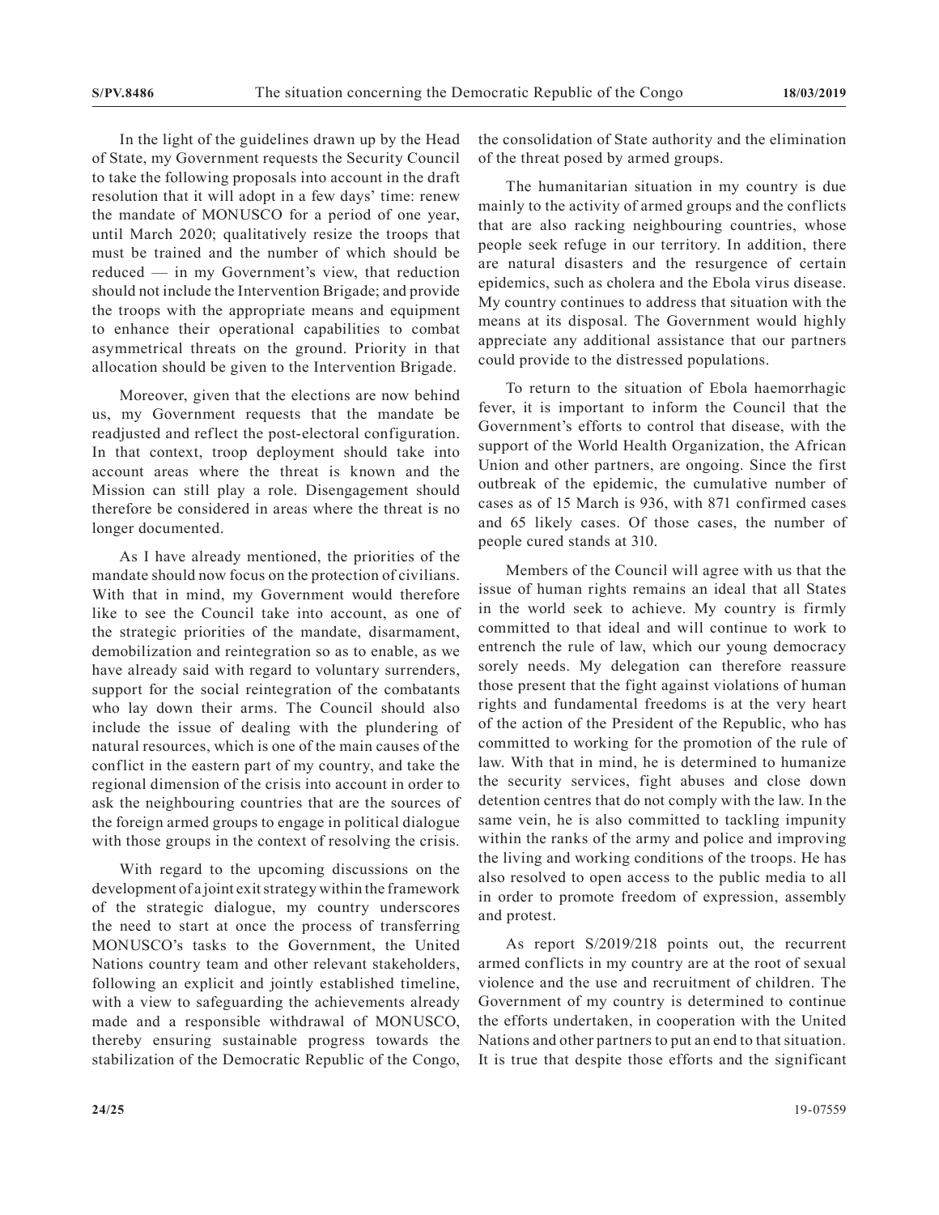In the light of the guidelines drawn up by the Head of State, my Government requests the Security Council to take the following proposals into account in the draft resolution that it will adopt in a few days' time: renew the mandate of MONUSCO for a period of one year, until March 2020; qualitatively resize the troops that must be trained and the number of which should be reduced — in my Government's view, that reduction should not include the Intervention Brigade; and provide the troops with the appropriate means and equipment to enhance their operational capabilities to combat asymmetrical threats on the ground. Priority in that allocation should be given to the Intervention Brigade.

Moreover, given that the elections are now behind us, my Government requests that the mandate be readjusted and reflect the post-electoral configuration. In that context, troop deployment should take into account areas where the threat is known and the Mission can still play a role. Disengagement should therefore be considered in areas where the threat is no longer documented.

As I have already mentioned, the priorities of the mandate should now focus on the protection of civilians. With that in mind, my Government would therefore like to see the Council take into account, as one of the strategic priorities of the mandate, disarmament, demobilization and reintegration so as to enable, as we have already said with regard to voluntary surrenders, support for the social reintegration of the combatants who lay down their arms. The Council should also include the issue of dealing with the plundering of natural resources, which is one of the main causes of the conflict in the eastern part of my country, and take the regional dimension of the crisis into account in order to ask the neighbouring countries that are the sources of the foreign armed groups to engage in political dialogue with those groups in the context of resolving the crisis.

With regard to the upcoming discussions on the development of a joint exit strategy within the framework of the strategic dialogue, my country underscores the need to start at once the process of transferring MONUSCO's tasks to the Government, the United Nations country team and other relevant stakeholders, following an explicit and jointly established timeline, with a view to safeguarding the achievements already made and a responsible withdrawal of MONUSCO, thereby ensuring sustainable progress towards the stabilization of the Democratic Republic of the Congo, the consolidation of State authority and the elimination of the threat posed by armed groups.

The humanitarian situation in my country is due mainly to the activity of armed groups and the conflicts that are also racking neighbouring countries, whose people seek refuge in our territory. In addition, there are natural disasters and the resurgence of certain epidemics, such as cholera and the Ebola virus disease. My country continues to address that situation with the means at its disposal. The Government would highly appreciate any additional assistance that our partners could provide to the distressed populations.

To return to the situation of Ebola haemorrhagic fever, it is important to inform the Council that the Government's efforts to control that disease, with the support of the World Health Organization, the African Union and other partners, are ongoing. Since the first outbreak of the epidemic, the cumulative number of cases as of 15 March is 936, with 871 confirmed cases and 65 likely cases. Of those cases, the number of people cured stands at 310.

Members of the Council will agree with us that the issue of human rights remains an ideal that all States in the world seek to achieve. My country is firmly committed to that ideal and will continue to work to entrench the rule of law, which our young democracy sorely needs. My delegation can therefore reassure those present that the fight against violations of human rights and fundamental freedoms is at the very heart of the action of the President of the Republic, who has committed to working for the promotion of the rule of law. With that in mind, he is determined to humanize the security services, fight abuses and close down detention centres that do not comply with the law. In the same vein, he is also committed to tackling impunity within the ranks of the army and police and improving the living and working conditions of the troops. He has also resolved to open access to the public media to all in order to promote freedom of expression, assembly and protest.

As report S/2019/218 points out, the recurrent armed conflicts in my country are at the root of sexual violence and the use and recruitment of children. The Government of my country is determined to continue the efforts undertaken, in cooperation with the United Nations and other partners to put an end to that situation. It is true that despite those efforts and the significant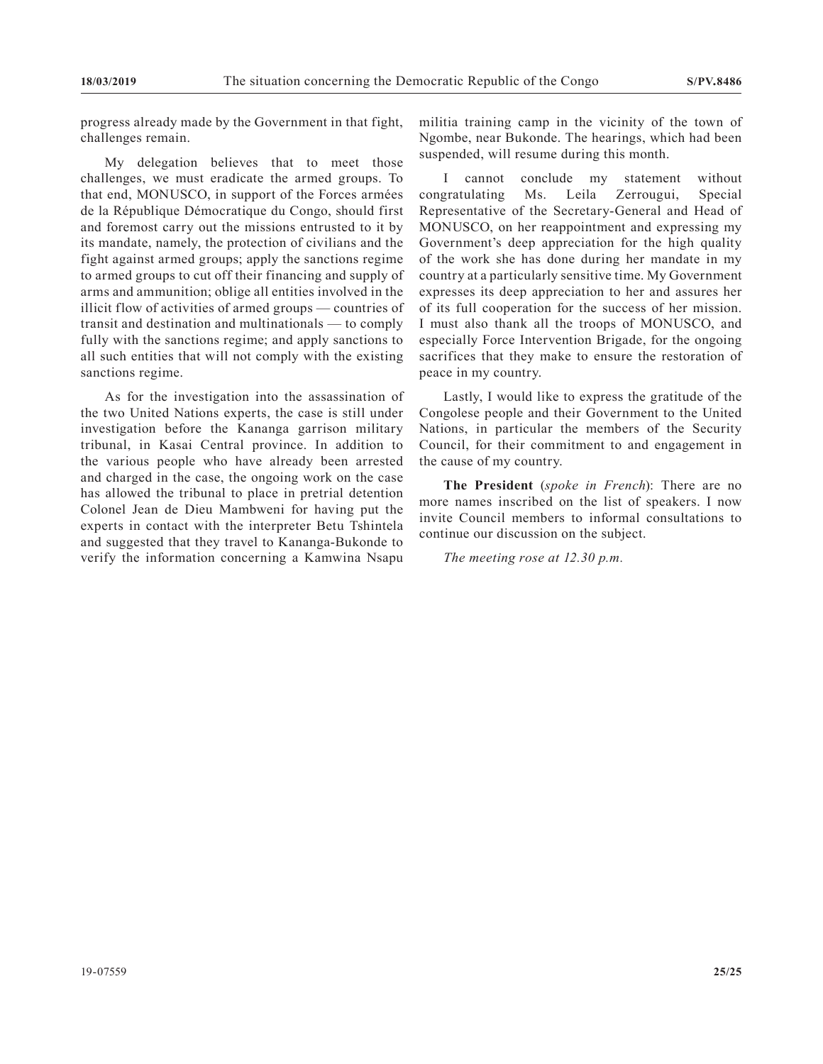progress already made by the Government in that fight, challenges remain.

My delegation believes that to meet those challenges, we must eradicate the armed groups. To that end, MONUSCO, in support of the Forces armées de la République Démocratique du Congo, should first and foremost carry out the missions entrusted to it by its mandate, namely, the protection of civilians and the fight against armed groups; apply the sanctions regime to armed groups to cut off their financing and supply of arms and ammunition; oblige all entities involved in the illicit flow of activities of armed groups — countries of transit and destination and multinationals — to comply fully with the sanctions regime; and apply sanctions to all such entities that will not comply with the existing sanctions regime.

As for the investigation into the assassination of the two United Nations experts, the case is still under investigation before the Kananga garrison military tribunal, in Kasai Central province. In addition to the various people who have already been arrested and charged in the case, the ongoing work on the case has allowed the tribunal to place in pretrial detention Colonel Jean de Dieu Mambweni for having put the experts in contact with the interpreter Betu Tshintela and suggested that they travel to Kananga-Bukonde to verify the information concerning a Kamwina Nsapu militia training camp in the vicinity of the town of Ngombe, near Bukonde. The hearings, which had been suspended, will resume during this month.

I cannot conclude my statement without congratulating Ms. Leila Zerrougui, Special Representative of the Secretary-General and Head of MONUSCO, on her reappointment and expressing my Government's deep appreciation for the high quality of the work she has done during her mandate in my country at a particularly sensitive time. My Government expresses its deep appreciation to her and assures her of its full cooperation for the success of her mission. I must also thank all the troops of MONUSCO, and especially Force Intervention Brigade, for the ongoing sacrifices that they make to ensure the restoration of peace in my country.

Lastly, I would like to express the gratitude of the Congolese people and their Government to the United Nations, in particular the members of the Security Council, for their commitment to and engagement in the cause of my country.

**The President** (*spoke in French*): There are no more names inscribed on the list of speakers. I now invite Council members to informal consultations to continue our discussion on the subject.

*The meeting rose at 12.30 p.m.*